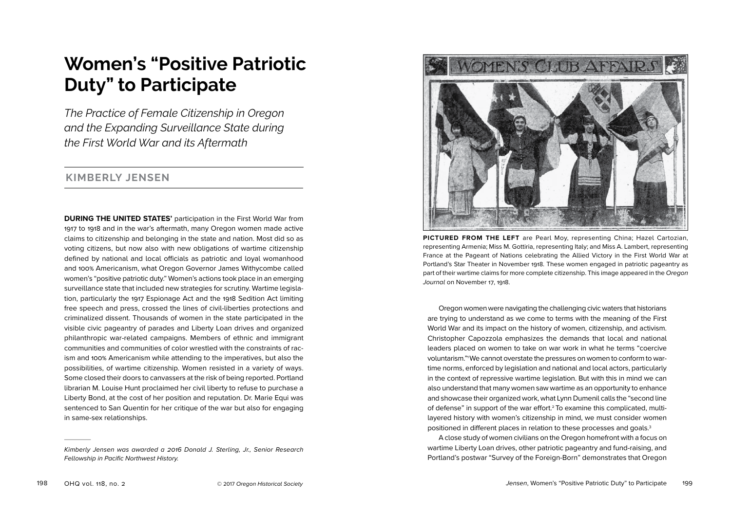# Women's "Positive Patriotic Duty" to Participate

*The Practice of Female Citizenship in Oregon and the Expanding Surveillance State during the First World War and its Aftermath*

## KIMBERLY JENSEN

**DURING THE UNITED STATES'** participation in the First World War from 1917 to 1918 and in the war's aftermath, many Oregon women made active claims to citizenship and belonging in the state and nation. Most did so as voting citizens, but now also with new obligations of wartime citizenship defined by national and local officials as patriotic and loyal womanhood and 100% Americanism, what Oregon Governor James Withycombe called women's "positive patriotic duty." Women's actions took place in an emerging surveillance state that included new strategies for scrutiny. Wartime legislation, particularly the 1917 Espionage Act and the 1918 Sedition Act limiting free speech and press, crossed the lines of civil-liberties protections and criminalized dissent. Thousands of women in the state participated in the visible civic pageantry of parades and Liberty Loan drives and organized philanthropic war-related campaigns. Members of ethnic and immigrant communities and communities of color wrestled with the constraints of racism and 100% Americanism while attending to the imperatives, but also the possibilities, of wartime citizenship. Women resisted in a variety of ways. Some closed their doors to canvassers at the risk of being reported. Portland librarian M. Louise Hunt proclaimed her civil liberty to refuse to purchase a Liberty Bond, at the cost of her position and reputation. Dr. Marie Equi was sentenced to San Quentin for her critique of the war but also for engaging in same-sex relationships.

*Kimberly Jensen was awarded a 2016 Donald J. Sterling, Jr., Senior Research Fellowship in Pacific Northwest History.*

**PICTURED FROM THE LEFT** are Pearl Moy, representing China; Hazel Cartozian, representing Armenia; Miss M. Gottiria, representing Italy; and Miss A. Lambert, representing France at the Pageant of Nations celebrating the Allied Victory in the First World War at Portland's Star Theater in November 1918. These women engaged in patriotic pageantry as part of their wartime claims for more complete citizenship. This image appeared in the *Oregon Journal* on November 17, 1918.

Oregon women were navigating the challenging civic waters that historians are trying to understand as we come to terms with the meaning of the First World War and its impact on the history of women, citizenship, and activism. Christopher Capozzola emphasizes the demands that local and national leaders placed on women to take on war work in what he terms "coercive voluntarism."[1] We cannot overstate the pressures on women to conform to wartime norms, enforced by legislation and national and local actors, particularly in the context of repressive wartime legislation. But with this in mind we can also understand that many women saw wartime as an opportunity to enhance and showcase their organized work, what Lynn Dumenil calls the "second line of defense" in support of the war effort.[2] To examine this complicated, multilayered history with women's citizenship in mind, we must consider women positioned in different places in relation to these processes and goals.[3]

A close study of women civilians on the Oregon homefront with a focus on wartime Liberty Loan drives, other patriotic pageantry and fund-raising, and Portland's postwar "Survey of the Foreign-Born" demonstrates that Oregon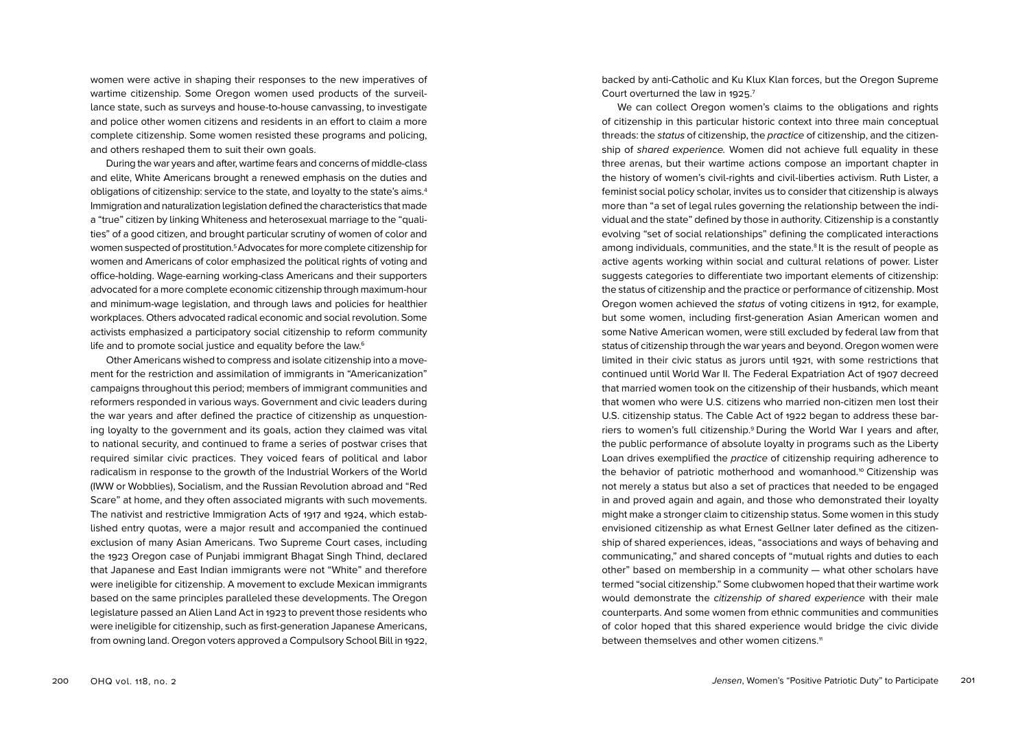women were active in shaping their responses to the new imperatives of wartime citizenship. Some Oregon women used products of the surveillance state, such as surveys and house-to-house canvassing, to investigate and police other women citizens and residents in an effort to claim a more complete citizenship. Some women resisted these programs and policing, and others reshaped them to suit their own goals.

During the war years and after, wartime fears and concerns of middle-class and elite, White Americans brought a renewed emphasis on the duties and obligations of citizenship: service to the state, and loyalty to the state's aims.[4] Immigration and naturalization legislation defined the characteristics that made a "true" citizen by linking Whiteness and heterosexual marriage to the "qualities" of a good citizen, and brought particular scrutiny of women of color and women suspected of prostitution.[5] Advocates for more complete citizenship for women and Americans of color emphasized the political rights of voting and office-holding. Wage-earning working-class Americans and their supporters advocated for a more complete economic citizenship through maximum-hour and minimum-wage legislation, and through laws and policies for healthier workplaces. Others advocated radical economic and social revolution. Some activists emphasized a participatory social citizenship to reform community life and to promote social justice and equality before the law.[6]

Other Americans wished to compress and isolate citizenship into a movement for the restriction and assimilation of immigrants in "Americanization" campaigns throughout this period; members of immigrant communities and reformers responded in various ways. Government and civic leaders during the war years and after defined the practice of citizenship as unquestioning loyalty to the government and its goals, action they claimed was vital to national security, and continued to frame a series of postwar crises that required similar civic practices. They voiced fears of political and labor radicalism in response to the growth of the Industrial Workers of the World (IWW or Wobblies), Socialism, and the Russian Revolution abroad and "Red Scare" at home, and they often associated migrants with such movements. The nativist and restrictive Immigration Acts of 1917 and 1924, which established entry quotas, were a major result and accompanied the continued exclusion of many Asian Americans. Two Supreme Court cases, including the 1923 Oregon case of Punjabi immigrant Bhagat Singh Thind, declared that Japanese and East Indian immigrants were not "White" and therefore were ineligible for citizenship. A movement to exclude Mexican immigrants based on the same principles paralleled these developments. The Oregon legislature passed an Alien Land Act in 1923 to prevent those residents who were ineligible for citizenship, such as first-generation Japanese Americans, from owning land. Oregon voters approved a Compulsory School Bill in 1922, backed by anti-Catholic and Ku Klux Klan forces, but the Oregon Supreme Court overturned the law in 1925.[7]

We can collect Oregon women's claims to the obligations and rights of citizenship in this particular historic context into three main conceptual threads: the *status* of citizenship, the *practice* of citizenship, and the citizenship of *shared experience.* Women did not achieve full equality in these three arenas, but their wartime actions compose an important chapter in the history of women's civil-rights and civil-liberties activism. Ruth Lister, a feminist social policy scholar, invites us to consider that citizenship is always more than "a set of legal rules governing the relationship between the individual and the state" defined by those in authority. Citizenship is a constantly evolving "set of social relationships" defining the complicated interactions among individuals, communities, and the state.[8] It is the result of people as active agents working within social and cultural relations of power. Lister suggests categories to differentiate two important elements of citizenship: the status of citizenship and the practice or performance of citizenship. Most Oregon women achieved the *status* of voting citizens in 1912, for example, but some women, including first-generation Asian American women and some Native American women, were still excluded by federal law from that status of citizenship through the war years and beyond. Oregon women were limited in their civic status as jurors until 1921, with some restrictions that continued until World War II. The Federal Expatriation Act of 1907 decreed that married women took on the citizenship of their husbands, which meant that women who were U.S. citizens who married non-citizen men lost their U.S. citizenship status. The Cable Act of 1922 began to address these barriers to women's full citizenship.[9] During the World War I years and after, the public performance of absolute loyalty in programs such as the Liberty Loan drives exemplified the *practice* of citizenship requiring adherence to the behavior of patriotic motherhood and womanhood.[10] Citizenship was not merely a status but also a set of practices that needed to be engaged in and proved again and again, and those who demonstrated their loyalty might make a stronger claim to citizenship status. Some women in this study envisioned citizenship as what Ernest Gellner later defined as the citizenship of shared experiences, ideas, "associations and ways of behaving and communicating," and shared concepts of "mutual rights and duties to each other" based on membership in a community — what other scholars have termed "social citizenship." Some clubwomen hoped that their wartime work would demonstrate the *citizenship of shared experience* with their male counterparts. And some women from ethnic communities and communities of color hoped that this shared experience would bridge the civic divide between themselves and other women citizens.[11]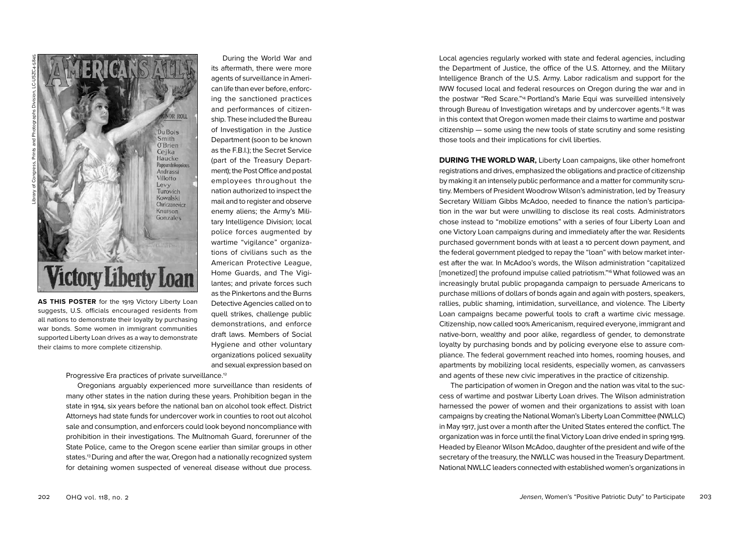**AS THIS POSTER** for the 1919 Victory Liberty Loan suggests, U.S. officials encouraged residents from all nations to demonstrate their loyalty by purchasing war bonds. Some women in immigrant communities supported Liberty Loan drives as a way to demonstrate their claims to more complete citizenship.

During the World War and its aftermath, there were more agents of surveillance in American life than ever before, enforcing the sanctioned practices and performances of citizenship. These included the Bureau of Investigation in the Justice Department (soon to be known as the F.B.I.); the Secret Service (part of the Treasury Department); the Post Office and postal employees throughout the nation authorized to inspect the mail and to register and observe enemy aliens; the Army's Military Intelligence Division; local police forces augmented by wartime "vigilance" organizations of civilians such as the American Protective League, Home Guards, and The Vigilantes; and private forces such as the Pinkertons and the Burns Detective Agencies called on to quell strikes, challenge public demonstrations, and enforce draft laws. Members of Social Hygiene and other voluntary organizations policed sexuality and sexual expression based on Progressive Era practices of private surveillance.[12]

Oregonians arguably experienced more surveillance than residents of many other states in the nation during these years. Prohibition began in the state in 1914, six years before the national ban on alcohol took effect. District Attorneys had state funds for undercover work in counties to root out alcohol sale and consumption, and enforcers could look beyond noncompliance with prohibition in their investigations. The Multnomah Guard, forerunner of the State Police, came to the Oregon scene earlier than similar groups in other states.[13] During and after the war, Oregon had a nationally recognized system for detaining women suspected of venereal disease without due process. Local agencies regularly worked with state and federal agencies, including the Department of Justice, the office of the U.S. Attorney, and the Military Intelligence Branch of the U.S. Army. Labor radicalism and support for the IWW focused local and federal resources on Oregon during the war and in the postwar "Red Scare."[14] Portland's Marie Equi was surveilled intensively through Bureau of Investigation wiretaps and by undercover agents.[15] It was in this context that Oregon women made their claims to wartime and postwar citizenship — some using the new tools of state scrutiny and some resisting those tools and their implications for civil liberties.

**DURING THE WORLD WAR,** Liberty Loan campaigns, like other homefront registrations and drives, emphasized the obligations and practice of citizenship by making it an intensely public performance and a matter for community scrutiny. Members of President Woodrow Wilson's administration, led by Treasury Secretary William Gibbs McAdoo, needed to finance the nation's participation in the war but were unwilling to disclose its real costs. Administrators chose instead to "mobilize emotions" with a series of four Liberty Loan and one Victory Loan campaigns during and immediately after the war. Residents purchased government bonds with at least a 10 percent down payment, and the federal government pledged to repay the "loan" with below market interest after the war. In McAdoo's words, the Wilson administration "capitalized [monetized] the profound impulse called patriotism."[16] What followed was an increasingly brutal public propaganda campaign to persuade Americans to purchase millions of dollars of bonds again and again with posters, speakers, rallies, public shaming, intimidation, surveillance, and violence. The Liberty Loan campaigns became powerful tools to craft a wartime civic message. Citizenship, now called 100% Americanism, required everyone, immigrant and native-born, wealthy and poor alike, regardless of gender, to demonstrate loyalty by purchasing bonds and by policing everyone else to assure compliance. The federal government reached into homes, rooming houses, and apartments by mobilizing local residents, especially women, as canvassers and agents of these new civic imperatives in the practice of citizenship.

The participation of women in Oregon and the nation was vital to the success of wartime and postwar Liberty Loan drives. The Wilson administration harnessed the power of women and their organizations to assist with loan campaigns by creating the National Woman's Liberty Loan Committee (NWLLC) in May 1917, just over a month after the United States entered the conflict. The organization was in force until the final Victory Loan drive ended in spring 1919. Headed by Eleanor Wilson McAdoo, daughter of the president and wife of the secretary of the treasury, the NWLLC was housed in the Treasury Department. National NWLLC leaders connected with established women's organizations in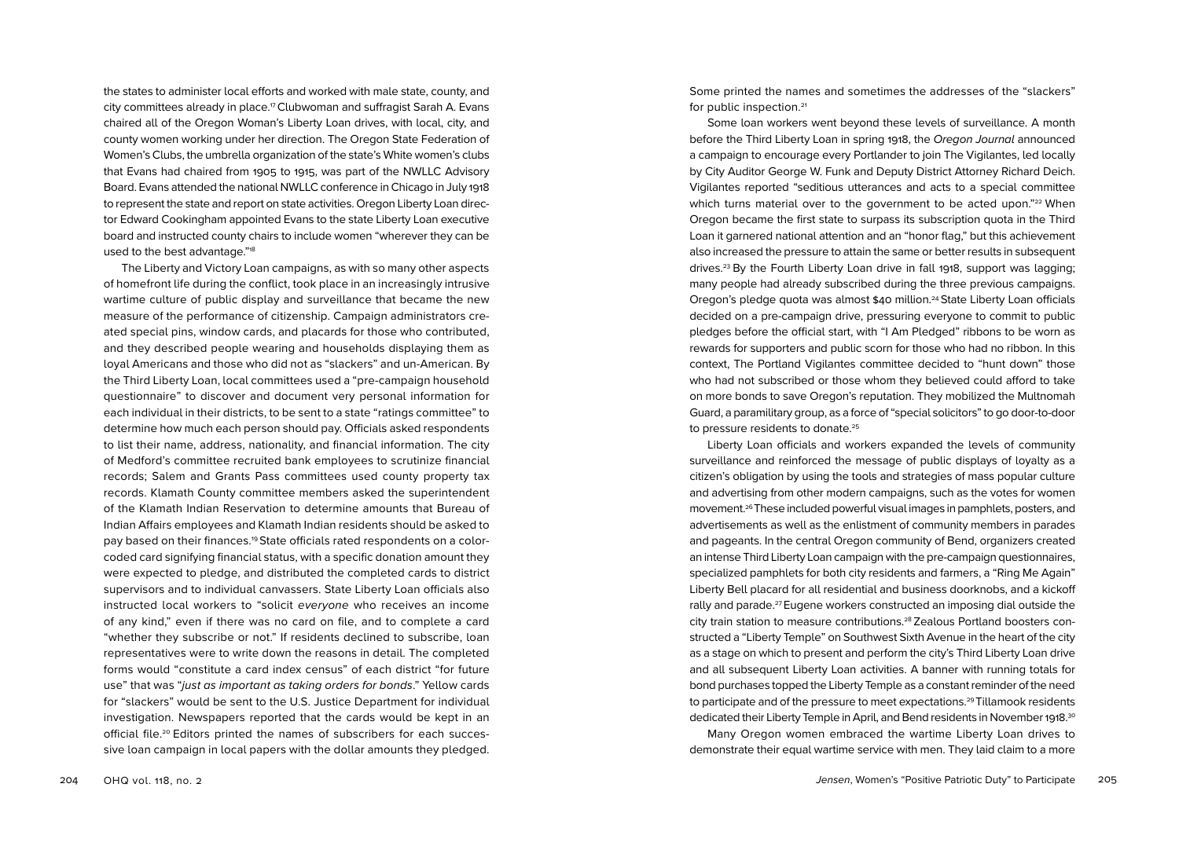the states to administer local efforts and worked with male state, county, and city committees already in place.[17] Clubwoman and suffragist Sarah A. Evans chaired all of the Oregon Woman's Liberty Loan drives, with local, city, and county women working under her direction. The Oregon State Federation of Women's Clubs, the umbrella organization of the state's White women's clubs that Evans had chaired from 1905 to 1915, was part of the NWLLC Advisory Board. Evans attended the national NWLLC conference in Chicago in July 1918 to represent the state and report on state activities. Oregon Liberty Loan director Edward Cookingham appointed Evans to the state Liberty Loan executive board and instructed county chairs to include women "wherever they can be used to the best advantage."[18]

The Liberty and Victory Loan campaigns, as with so many other aspects of homefront life during the conflict, took place in an increasingly intrusive wartime culture of public display and surveillance that became the new measure of the performance of citizenship. Campaign administrators created special pins, window cards, and placards for those who contributed, and they described people wearing and households displaying them as loyal Americans and those who did not as "slackers" and un-American. By the Third Liberty Loan, local committees used a "pre-campaign household questionnaire" to discover and document very personal information for each individual in their districts, to be sent to a state "ratings committee" to determine how much each person should pay. Officials asked respondents to list their name, address, nationality, and financial information. The city of Medford's committee recruited bank employees to scrutinize financial records; Salem and Grants Pass committees used county property tax records. Klamath County committee members asked the superintendent of the Klamath Indian Reservation to determine amounts that Bureau of Indian Affairs employees and Klamath Indian residents should be asked to pay based on their finances.[19] State officials rated respondents on a color-coded card signifying financial status, with a specific donation amount they were expected to pledge, and distributed the completed cards to district supervisors and to individual canvassers. State Liberty Loan officials also instructed local workers to "solicit *everyone* who receives an income of any kind," even if there was no card on file, and to complete a card "whether they subscribe or not." If residents declined to subscribe, loan representatives were to write down the reasons in detail. The completed forms would "constitute a card index census" of each district "for future use" that was "*just as important as taking orders for bonds*." Yellow cards for "slackers" would be sent to the U.S. Justice Department for individual investigation. Newspapers reported that the cards would be kept in an official file.[20] Editors printed the names of subscribers for each successive loan campaign in local papers with the dollar amounts they pledged. Some printed the names and sometimes the addresses of the "slackers" for public inspection.[21]

Some loan workers went beyond these levels of surveillance. A month before the Third Liberty Loan in spring 1918, the *Oregon Journal* announced a campaign to encourage every Portlander to join The Vigilantes, led locally by City Auditor George W. Funk and Deputy District Attorney Richard Deich. Vigilantes reported "seditious utterances and acts to a special committee which turns material over to the government to be acted upon."[22] When Oregon became the first state to surpass its subscription quota in the Third Loan it garnered national attention and an "honor flag," but this achievement also increased the pressure to attain the same or better results in subsequent drives.[23] By the Fourth Liberty Loan drive in fall 1918, support was lagging; many people had already subscribed during the three previous campaigns. Oregon's pledge quota was almost $40 million.[24] State Liberty Loan officials decided on a pre-campaign drive, pressuring everyone to commit to public pledges before the official start, with "I Am Pledged" ribbons to be worn as rewards for supporters and public scorn for those who had no ribbon. In this context, The Portland Vigilantes committee decided to "hunt down" those who had not subscribed or those whom they believed could afford to take on more bonds to save Oregon's reputation. They mobilized the Multnomah Guard, a paramilitary group, as a force of "special solicitors" to go door-to-door to pressure residents to donate.[25]

Liberty Loan officials and workers expanded the levels of community surveillance and reinforced the message of public displays of loyalty as a citizen's obligation by using the tools and strategies of mass popular culture and advertising from other modern campaigns, such as the votes for women movement.[26] These included powerful visual images in pamphlets, posters, and advertisements as well as the enlistment of community members in parades and pageants. In the central Oregon community of Bend, organizers created an intense Third Liberty Loan campaign with the pre-campaign questionnaires, specialized pamphlets for both city residents and farmers, a "Ring Me Again" Liberty Bell placard for all residential and business doorknobs, and a kickoff rally and parade.[27] Eugene workers constructed an imposing dial outside the city train station to measure contributions.[28] Zealous Portland boosters constructed a "Liberty Temple" on Southwest Sixth Avenue in the heart of the city as a stage on which to present and perform the city's Third Liberty Loan drive and all subsequent Liberty Loan activities. A banner with running totals for bond purchases topped the Liberty Temple as a constant reminder of the need to participate and of the pressure to meet expectations.[29] Tillamook residents dedicated their Liberty Temple in April, and Bend residents in November 1918.[30]

Many Oregon women embraced the wartime Liberty Loan drives to demonstrate their equal wartime service with men. They laid claim to a more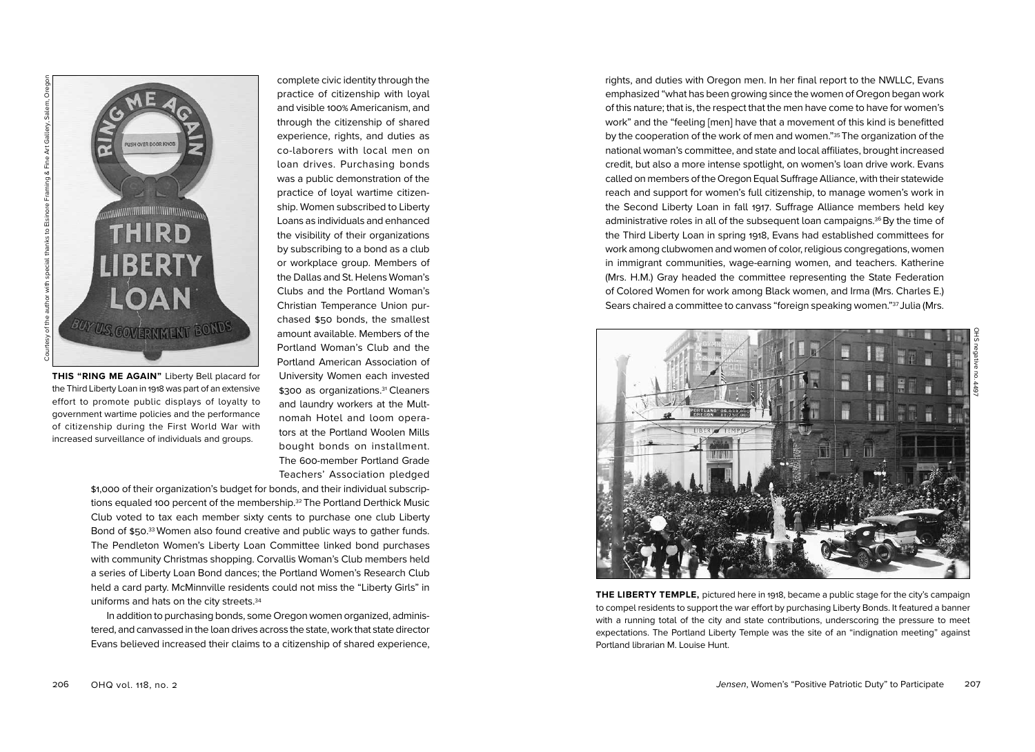**THIS "RING ME AGAIN"** Liberty Bell placard for the Third Liberty Loan in 1918 was part of an extensive effort to promote public displays of loyalty to government wartime policies and the performance of citizenship during the First World War with increased surveillance of individuals and groups.

complete civic identity through the practice of citizenship with loyal and visible 100% Americanism, and through the citizenship of shared experience, rights, and duties as co-laborers with local men on loan drives. Purchasing bonds was a public demonstration of the practice of loyal wartime citizenship. Women subscribed to Liberty Loans as individuals and enhanced the visibility of their organizations by subscribing to a bond as a club or workplace group. Members of the Dallas and St. Helens Woman's Clubs and the Portland Woman's Christian Temperance Union purchased $50 bonds, the smallest amount available. Members of the Portland Woman's Club and the Portland American Association of University Women each invested $300 as organizations.[31] Cleaners and laundry workers at the Multnomah Hotel and loom operators at the Portland Woolen Mills bought bonds on installment. The 600-member Portland Grade Teachers' Association pledged $1,000 of their organization's budget for bonds, and their individual subscriptions equaled 100 percent of the membership.[32] The Portland Derthick Music Club voted to tax each member sixty cents to purchase one club Liberty Bond of $50.[33] Women also found creative and public ways to gather funds. The Pendleton Women's Liberty Loan Committee linked bond purchases with community Christmas shopping. Corvallis Woman's Club members held a series of Liberty Loan Bond dances; the Portland Women's Research Club held a card party. McMinnville residents could not miss the "Liberty Girls" in uniforms and hats on the city streets.[34]

In addition to purchasing bonds, some Oregon women organized, administered, and canvassed in the loan drives across the state, work that state director Evans believed increased their claims to a citizenship of shared experience, rights, and duties with Oregon men. In her final report to the NWLLC, Evans emphasized "what has been growing since the women of Oregon began work of this nature; that is, the respect that the men have come to have for women's work" and the "feeling [men] have that a movement of this kind is benefitted by the cooperation of the work of men and women."[35] The organization of the national woman's committee, and state and local affiliates, brought increased credit, but also a more intense spotlight, on women's loan drive work. Evans called on members of the Oregon Equal Suffrage Alliance, with their statewide reach and support for women's full citizenship, to manage women's work in the Second Liberty Loan in fall 1917. Suffrage Alliance members held key administrative roles in all of the subsequent loan campaigns.[36] By the time of the Third Liberty Loan in spring 1918, Evans had established committees for work among clubwomen and women of color, religious congregations, women in immigrant communities, wage-earning women, and teachers. Katherine (Mrs. H.M.) Gray headed the committee representing the State Federation of Colored Women for work among Black women, and Irma (Mrs. Charles E.) Sears chaired a committee to canvass "foreign speaking women."[37] Julia (Mrs.

**THE LIBERTY TEMPLE,** pictured here in 1918, became a public stage for the city's campaign to compel residents to support the war effort by purchasing Liberty Bonds. It featured a banner with a running total of the city and state contributions, underscoring the pressure to meet expectations. The Portland Liberty Temple was the site of an "indignation meeting" against Portland librarian M. Louise Hunt.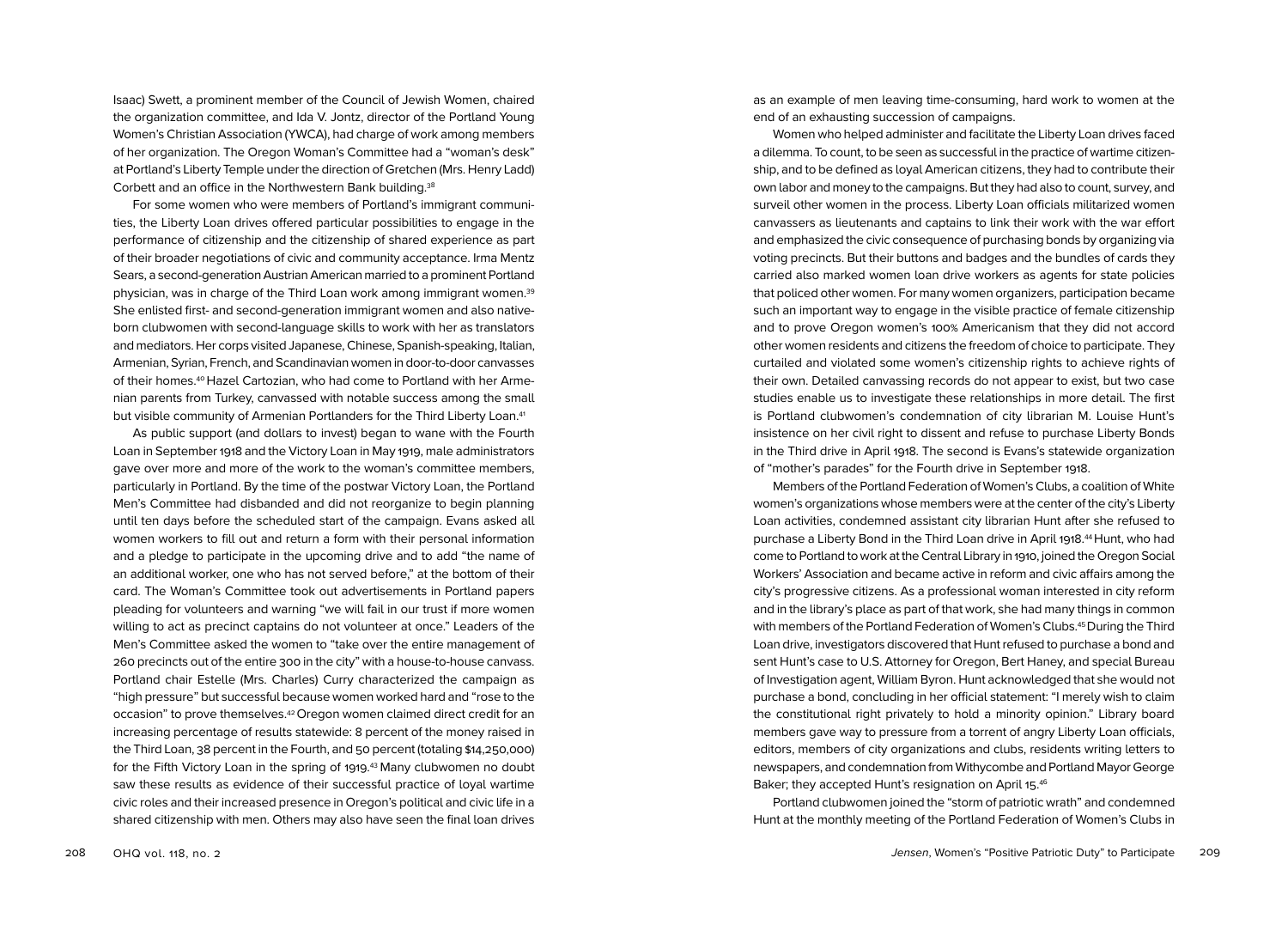Isaac) Swett, a prominent member of the Council of Jewish Women, chaired the organization committee, and Ida V. Jontz, director of the Portland Young Women's Christian Association (YWCA), had charge of work among members of her organization. The Oregon Woman's Committee had a "woman's desk" at Portland's Liberty Temple under the direction of Gretchen (Mrs. Henry Ladd) Corbett and an office in the Northwestern Bank building.[38]

For some women who were members of Portland's immigrant communities, the Liberty Loan drives offered particular possibilities to engage in the performance of citizenship and the citizenship of shared experience as part of their broader negotiations of civic and community acceptance. Irma Mentz Sears, a second-generation Austrian American married to a prominent Portland physician, was in charge of the Third Loan work among immigrant women.[39] She enlisted first- and second-generation immigrant women and also native-born clubwomen with second-language skills to work with her as translators and mediators. Her corps visited Japanese, Chinese, Spanish-speaking, Italian, Armenian, Syrian, French, and Scandinavian women in door-to-door canvasses of their homes.[40] Hazel Cartozian, who had come to Portland with her Armenian parents from Turkey, canvassed with notable success among the small but visible community of Armenian Portlanders for the Third Liberty Loan.[41]

As public support (and dollars to invest) began to wane with the Fourth Loan in September 1918 and the Victory Loan in May 1919, male administrators gave over more and more of the work to the woman's committee members, particularly in Portland. By the time of the postwar Victory Loan, the Portland Men's Committee had disbanded and did not reorganize to begin planning until ten days before the scheduled start of the campaign. Evans asked all women workers to fill out and return a form with their personal information and a pledge to participate in the upcoming drive and to add "the name of an additional worker, one who has not served before," at the bottom of their card. The Woman's Committee took out advertisements in Portland papers pleading for volunteers and warning "we will fail in our trust if more women willing to act as precinct captains do not volunteer at once." Leaders of the Men's Committee asked the women to "take over the entire management of 260 precincts out of the entire 300 in the city" with a house-to-house canvass. Portland chair Estelle (Mrs. Charles) Curry characterized the campaign as "high pressure" but successful because women worked hard and "rose to the occasion" to prove themselves.[42] Oregon women claimed direct credit for an increasing percentage of results statewide: 8 percent of the money raised in the Third Loan, 38 percent in the Fourth, and 50 percent (totaling $14,250,000) for the Fifth Victory Loan in the spring of 1919.[43] Many clubwomen no doubt saw these results as evidence of their successful practice of loyal wartime civic roles and their increased presence in Oregon's political and civic life in a shared citizenship with men. Others may also have seen the final loan drives as an example of men leaving time-consuming, hard work to women at the end of an exhausting succession of campaigns.

Women who helped administer and facilitate the Liberty Loan drives faced a dilemma. To count, to be seen as successful in the practice of wartime citizenship, and to be defined as loyal American citizens, they had to contribute their own labor and money to the campaigns. But they had also to count, survey, and surveil other women in the process. Liberty Loan officials militarized women canvassers as lieutenants and captains to link their work with the war effort and emphasized the civic consequence of purchasing bonds by organizing via voting precincts. But their buttons and badges and the bundles of cards they carried also marked women loan drive workers as agents for state policies that policed other women. For many women organizers, participation became such an important way to engage in the visible practice of female citizenship and to prove Oregon women's 100% Americanism that they did not accord other women residents and citizens the freedom of choice to participate. They curtailed and violated some women's citizenship rights to achieve rights of their own. Detailed canvassing records do not appear to exist, but two case studies enable us to investigate these relationships in more detail. The first is Portland clubwomen's condemnation of city librarian M. Louise Hunt's insistence on her civil right to dissent and refuse to purchase Liberty Bonds in the Third drive in April 1918. The second is Evans's statewide organization of "mother's parades" for the Fourth drive in September 1918.

Members of the Portland Federation of Women's Clubs, a coalition of White women's organizations whose members were at the center of the city's Liberty Loan activities, condemned assistant city librarian Hunt after she refused to purchase a Liberty Bond in the Third Loan drive in April 1918.[44] Hunt, who had come to Portland to work at the Central Library in 1910, joined the Oregon Social Workers' Association and became active in reform and civic affairs among the city's progressive citizens. As a professional woman interested in city reform and in the library's place as part of that work, she had many things in common with members of the Portland Federation of Women's Clubs.[45] During the Third Loan drive, investigators discovered that Hunt refused to purchase a bond and sent Hunt's case to U.S. Attorney for Oregon, Bert Haney, and special Bureau of Investigation agent, William Byron. Hunt acknowledged that she would not purchase a bond, concluding in her official statement: "I merely wish to claim the constitutional right privately to hold a minority opinion." Library board members gave way to pressure from a torrent of angry Liberty Loan officials, editors, members of city organizations and clubs, residents writing letters to newspapers, and condemnation from Withycombe and Portland Mayor George Baker; they accepted Hunt's resignation on April 15.[46]

Portland clubwomen joined the "storm of patriotic wrath" and condemned Hunt at the monthly meeting of the Portland Federation of Women's Clubs in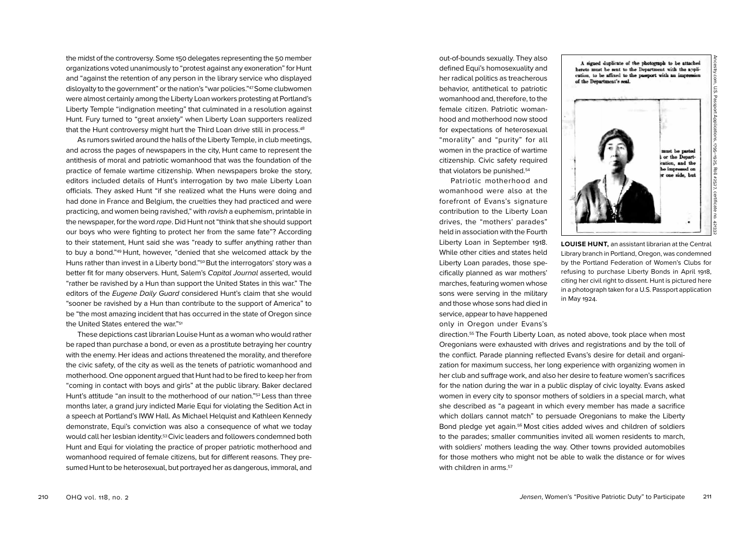the midst of the controversy. Some 150 delegates representing the 50 member organizations voted unanimously to "protest against any exoneration" for Hunt and "against the retention of any person in the library service who displayed disloyalty to the government" or the nation's "war policies."[47] Some clubwomen were almost certainly among the Liberty Loan workers protesting at Portland's Liberty Temple "indignation meeting" that culminated in a resolution against Hunt. Fury turned to "great anxiety" when Liberty Loan supporters realized that the Hunt controversy might hurt the Third Loan drive still in process.[48]

As rumors swirled around the halls of the Liberty Temple, in club meetings, and across the pages of newspapers in the city, Hunt came to represent the antithesis of moral and patriotic womanhood that was the foundation of the practice of female wartime citizenship. When newspapers broke the story, editors included details of Hunt's interrogation by two male Liberty Loan officials. They asked Hunt "if she realized what the Huns were doing and had done in France and Belgium, the cruelties they had practiced and were practicing, and women being ravished," with *ravish* a euphemism, printable in the newspaper, for the word *rape*. Did Hunt not "think that she should support our boys who were fighting to protect her from the same fate"? According to their statement, Hunt said she was "ready to suffer anything rather than to buy a bond."[49] Hunt, however, "denied that she welcomed attack by the Huns rather than invest in a Liberty bond."[50] But the interrogators' story was a better fit for many observers. Hunt, Salem's *Capital Journal* asserted, would "rather be ravished by a Hun than support the United States in this war." The editors of the *Eugene Daily Guard* considered Hunt's claim that she would "sooner be ravished by a Hun than contribute to the support of America" to be "the most amazing incident that has occurred in the state of Oregon since the United States entered the war."[51]

These depictions cast librarian Louise Hunt as a woman who would rather be raped than purchase a bond, or even as a prostitute betraying her country with the enemy. Her ideas and actions threatened the morality, and therefore the civic safety, of the city as well as the tenets of patriotic womanhood and motherhood. One opponent argued that Hunt had to be fired to keep her from "coming in contact with boys and girls" at the public library. Baker declared Hunt's attitude "an insult to the motherhood of our nation."[52] Less than three months later, a grand jury indicted Marie Equi for violating the Sedition Act in a speech at Portland's IWW Hall. As Michael Helquist and Kathleen Kennedy demonstrate, Equi's conviction was also a consequence of what we today would call her lesbian identity.[53] Civic leaders and followers condemned both Hunt and Equi for violating the practice of proper patriotic motherhood and womanhood required of female citizens, but for different reasons. They presumed Hunt to be heterosexual, but portrayed her as dangerous, immoral, and out-of-bounds sexually. They also defined Equi's homosexuality and her radical politics as treacherous behavior, antithetical to patriotic womanhood and, therefore, to the female citizen. Patriotic womanhood and motherhood now stood for expectations of heterosexual "morality" and "purity" for all women in the practice of wartime citizenship. Civic safety required that violators be punished.[54]

Patriotic motherhood and womanhood were also at the forefront of Evans's signature contribution to the Liberty Loan drives, the "mothers' parades" held in association with the Fourth Liberty Loan in September 1918. While other cities and states held Liberty Loan parades, those specifically planned as war mothers' marches, featuring women whose sons were serving in the military and those whose sons had died in service, appear to have happened only in Oregon under Evans's direction.[55] The Fourth Liberty Loan, as noted above, took place when most Oregonians were exhausted with drives and registrations and by the toll of the conflict. Parade planning reflected Evans's desire for detail and organization for maximum success, her long experience with organizing women in her club and suffrage work, and also her desire to feature women's sacrifices for the nation during the war in a public display of civic loyalty. Evans asked women in every city to sponsor mothers of soldiers in a special march, what she described as "a pageant in which every member has made a sacrifice which dollars cannot match" to persuade Oregonians to make the Liberty Bond pledge yet again.[56] Most cities added wives and children of soldiers to the parades; smaller communities invited all women residents to march, with soldiers' mothers leading the way. Other towns provided automobiles for those mothers who might not be able to walk the distance or for wives with children in arms.[57]

**LOUISE HUNT,** an assistant librarian at the Central Library branch in Portland, Oregon, was condemned by the Portland Federation of Women's Clubs for refusing to purchase Liberty Bonds in April 1918, citing her civil right to dissent. Hunt is pictured here in a photograph taken for a U.S. Passport application in May 1924.

Ancestry.com, U.S. Passport Applications, 1795–1925, Roll #2527, certificate no. 427332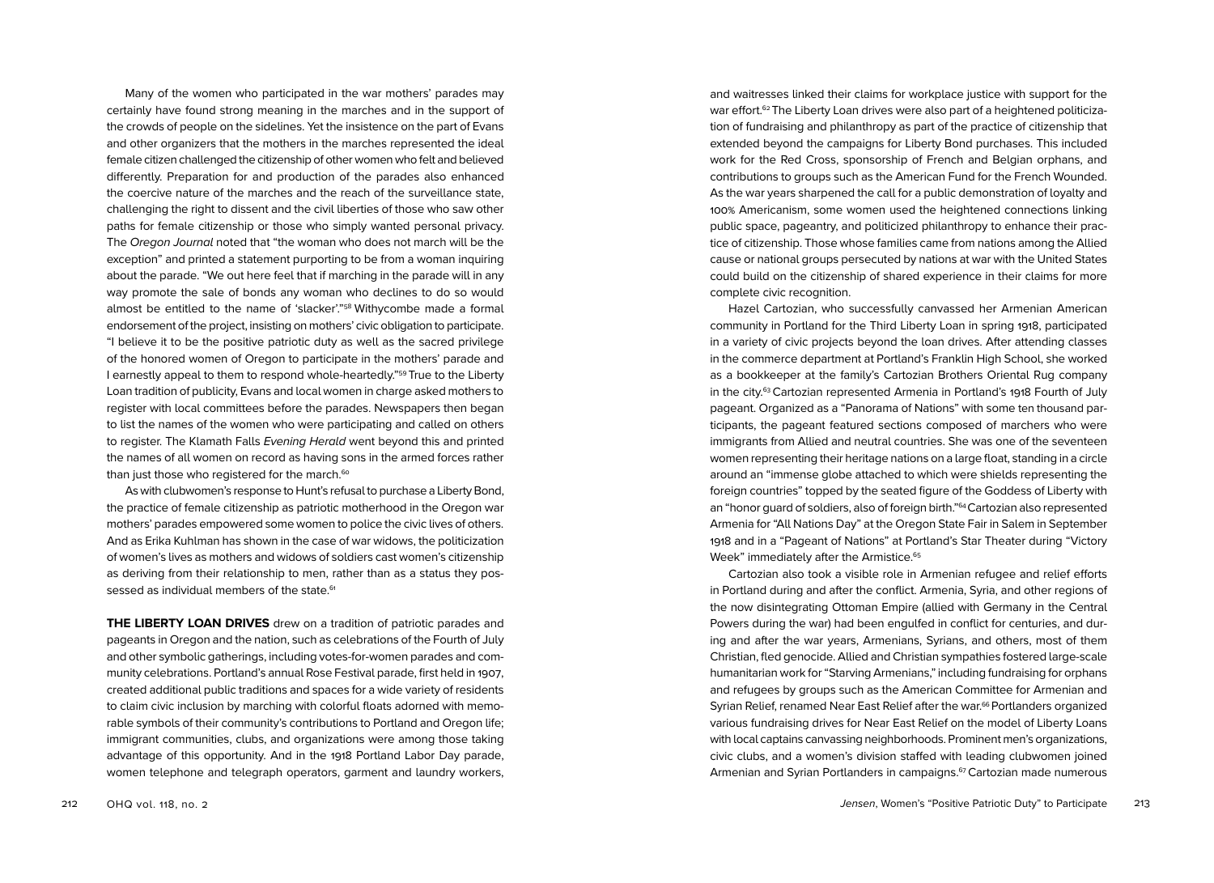Many of the women who participated in the war mothers' parades may certainly have found strong meaning in the marches and in the support of the crowds of people on the sidelines. Yet the insistence on the part of Evans and other organizers that the mothers in the marches represented the ideal female citizen challenged the citizenship of other women who felt and believed differently. Preparation for and production of the parades also enhanced the coercive nature of the marches and the reach of the surveillance state, challenging the right to dissent and the civil liberties of those who saw other paths for female citizenship or those who simply wanted personal privacy. The *Oregon Journal* noted that "the woman who does not march will be the exception" and printed a statement purporting to be from a woman inquiring about the parade. "We out here feel that if marching in the parade will in any way promote the sale of bonds any woman who declines to do so would almost be entitled to the name of 'slacker'."[58] Withycombe made a formal endorsement of the project, insisting on mothers' civic obligation to participate. "I believe it to be the positive patriotic duty as well as the sacred privilege of the honored women of Oregon to participate in the mothers' parade and I earnestly appeal to them to respond whole-heartedly."[59] True to the Liberty Loan tradition of publicity, Evans and local women in charge asked mothers to register with local committees before the parades. Newspapers then began to list the names of the women who were participating and called on others to register. The Klamath Falls *Evening Herald* went beyond this and printed the names of all women on record as having sons in the armed forces rather than just those who registered for the march.[60]

As with clubwomen's response to Hunt's refusal to purchase a Liberty Bond, the practice of female citizenship as patriotic motherhood in the Oregon war mothers' parades empowered some women to police the civic lives of others. And as Erika Kuhlman has shown in the case of war widows, the politicization of women's lives as mothers and widows of soldiers cast women's citizenship as deriving from their relationship to men, rather than as a status they possessed as individual members of the state.[61]

**THE LIBERTY LOAN DRIVES** drew on a tradition of patriotic parades and pageants in Oregon and the nation, such as celebrations of the Fourth of July and other symbolic gatherings, including votes-for-women parades and community celebrations. Portland's annual Rose Festival parade, first held in 1907, created additional public traditions and spaces for a wide variety of residents to claim civic inclusion by marching with colorful floats adorned with memorable symbols of their community's contributions to Portland and Oregon life; immigrant communities, clubs, and organizations were among those taking advantage of this opportunity. And in the 1918 Portland Labor Day parade, women telephone and telegraph operators, garment and laundry workers, and waitresses linked their claims for workplace justice with support for the war effort.[62] The Liberty Loan drives were also part of a heightened politicization of fundraising and philanthropy as part of the practice of citizenship that extended beyond the campaigns for Liberty Bond purchases. This included work for the Red Cross, sponsorship of French and Belgian orphans, and contributions to groups such as the American Fund for the French Wounded. As the war years sharpened the call for a public demonstration of loyalty and 100% Americanism, some women used the heightened connections linking public space, pageantry, and politicized philanthropy to enhance their practice of citizenship. Those whose families came from nations among the Allied cause or national groups persecuted by nations at war with the United States could build on the citizenship of shared experience in their claims for more complete civic recognition.

Hazel Cartozian, who successfully canvassed her Armenian American community in Portland for the Third Liberty Loan in spring 1918, participated in a variety of civic projects beyond the loan drives. After attending classes in the commerce department at Portland's Franklin High School, she worked as a bookkeeper at the family's Cartozian Brothers Oriental Rug company in the city.[63] Cartozian represented Armenia in Portland's 1918 Fourth of July pageant. Organized as a "Panorama of Nations" with some ten thousand participants, the pageant featured sections composed of marchers who were immigrants from Allied and neutral countries. She was one of the seventeen women representing their heritage nations on a large float, standing in a circle around an "immense globe attached to which were shields representing the foreign countries" topped by the seated figure of the Goddess of Liberty with an "honor guard of soldiers, also of foreign birth."[64] Cartozian also represented Armenia for "All Nations Day" at the Oregon State Fair in Salem in September 1918 and in a "Pageant of Nations" at Portland's Star Theater during "Victory Week" immediately after the Armistice.[65]

Cartozian also took a visible role in Armenian refugee and relief efforts in Portland during and after the conflict. Armenia, Syria, and other regions of the now disintegrating Ottoman Empire (allied with Germany in the Central Powers during the war) had been engulfed in conflict for centuries, and during and after the war years, Armenians, Syrians, and others, most of them Christian, fled genocide. Allied and Christian sympathies fostered large-scale humanitarian work for "Starving Armenians," including fundraising for orphans and refugees by groups such as the American Committee for Armenian and Syrian Relief, renamed Near East Relief after the war.[66] Portlanders organized various fundraising drives for Near East Relief on the model of Liberty Loans with local captains canvassing neighborhoods. Prominent men's organizations, civic clubs, and a women's division staffed with leading clubwomen joined Armenian and Syrian Portlanders in campaigns.[67] Cartozian made numerous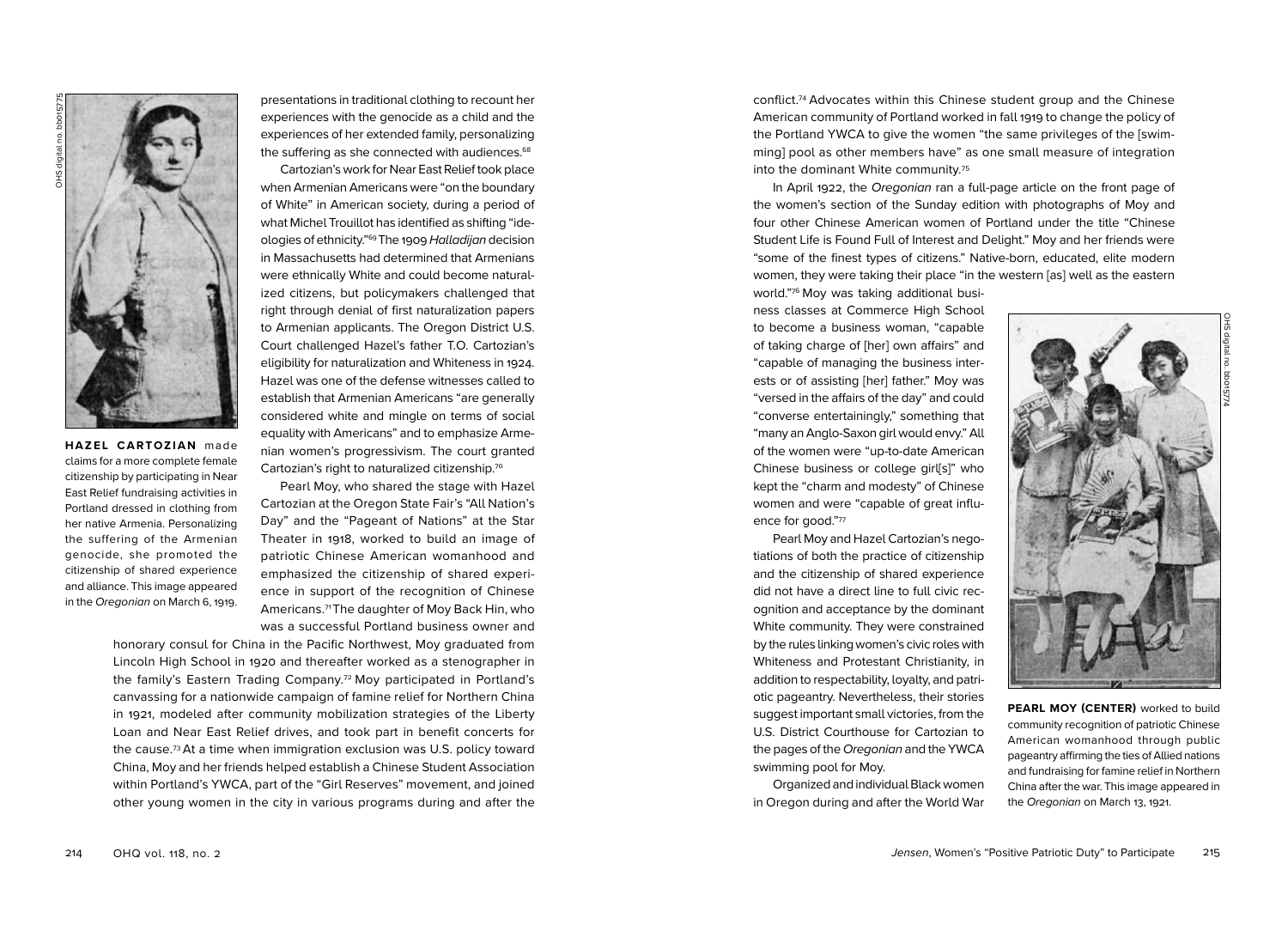presentations in traditional clothing to recount her experiences with the genocide as a child and the experiences of her extended family, personalizing the suffering as she connected with audiences.[68]

Cartozian's work for Near East Relief took place when Armenian Americans were "on the boundary of White" in American society, during a period of what Michel Trouillot has identified as shifting "ideologies of ethnicity."[69] The 1909 *Halladijan* decision in Massachusetts had determined that Armenians were ethnically White and could become naturalized citizens, but policymakers challenged that right through denial of first naturalization papers to Armenian applicants. The Oregon District U.S. Court challenged Hazel's father T.O. Cartozian's eligibility for naturalization and Whiteness in 1924. Hazel was one of the defense witnesses called to establish that Armenian Americans "are generally considered white and mingle on terms of social equality with Americans" and to emphasize Armenian women's progressivism. The court granted Cartozian's right to naturalized citizenship.[70]

**HAZEL CARTOZIAN** made claims for a more complete female citizenship by participating in Near East Relief fundraising activities in Portland dressed in clothing from her native Armenia. Personalizing the suffering of the Armenian genocide, she promoted the citizenship of shared experience and alliance. This image appeared in the *Oregonian* on March 6, 1919.

OHS digital no. bb015775

Pearl Moy, who shared the stage with Hazel Cartozian at the Oregon State Fair's "All Nation's Day" and the "Pageant of Nations" at the Star Theater in 1918, worked to build an image of patriotic Chinese American womanhood and emphasized the citizenship of shared experience in support of the recognition of Chinese Americans.[71] The daughter of Moy Back Hin, who was a successful Portland business owner and honorary consul for China in the Pacific Northwest, Moy graduated from Lincoln High School in 1920 and thereafter worked as a stenographer in the family's Eastern Trading Company.[72] Moy participated in Portland's canvassing for a nationwide campaign of famine relief for Northern China in 1921, modeled after community mobilization strategies of the Liberty Loan and Near East Relief drives, and took part in benefit concerts for the cause.[73] At a time when immigration exclusion was U.S. policy toward China, Moy and her friends helped establish a Chinese Student Association within Portland's YWCA, part of the "Girl Reserves" movement, and joined other young women in the city in various programs during and after the conflict.[74] Advocates within this Chinese student group and the Chinese American community of Portland worked in fall 1919 to change the policy of the Portland YWCA to give the women "the same privileges of the [swimming] pool as other members have" as one small measure of integration into the dominant White community.[75]

In April 1922, the *Oregonian* ran a full-page article on the front page of the women's section of the Sunday edition with photographs of Moy and four other Chinese American women of Portland under the title "Chinese Student Life is Found Full of Interest and Delight." Moy and her friends were "some of the finest types of citizens." Native-born, educated, elite modern women, they were taking their place "in the western [as] well as the eastern world."[76] Moy was taking additional business classes at Commerce High School to become a business woman, "capable of taking charge of [her] own affairs" and "capable of managing the business interests or of assisting [her] father." Moy was "versed in the affairs of the day" and could "converse entertainingly," something that "many an Anglo-Saxon girl would envy." All of the women were "up-to-date American Chinese business or college girl[s]" who kept the "charm and modesty" of Chinese women and were "capable of great influence for good."[77]

Pearl Moy and Hazel Cartozian's negotiations of both the practice of citizenship and the citizenship of shared experience did not have a direct line to full civic recognition and acceptance by the dominant White community. They were constrained by the rules linking women's civic roles with Whiteness and Protestant Christianity, in addition to respectability, loyalty, and patriotic pageantry. Nevertheless, their stories suggest important small victories, from the U.S. District Courthouse for Cartozian to the pages of the *Oregonian* and the YWCA swimming pool for Moy.

OHS digital no. bb015774

**PEARL MOY (CENTER)** worked to build community recognition of patriotic Chinese American womanhood through public pageantry affirming the ties of Allied nations and fundraising for famine relief in Northern China after the war. This image appeared in the *Oregonian* on March 13, 1921.

Organized and individual Black women in Oregon during and after the World War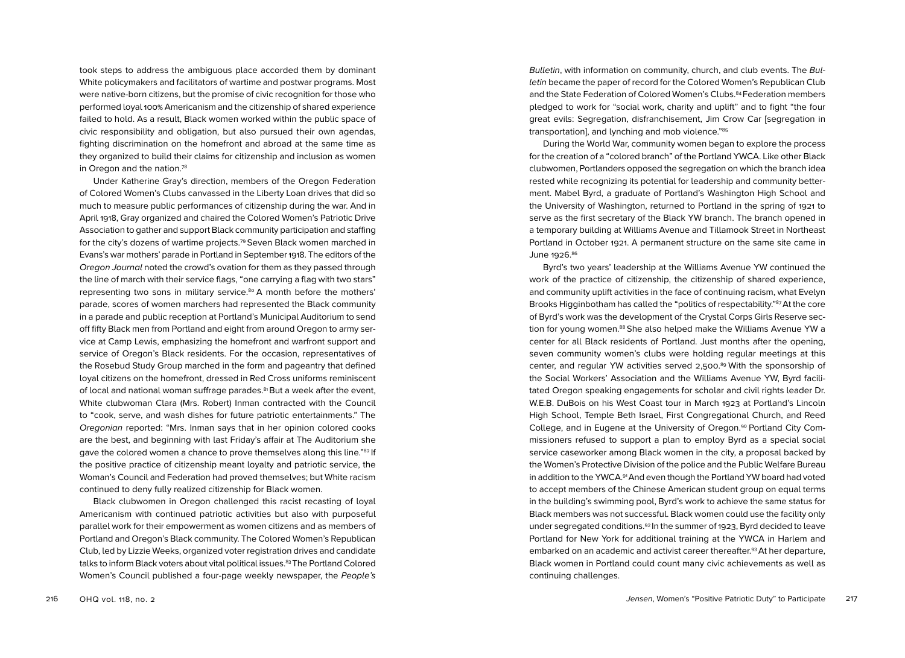took steps to address the ambiguous place accorded them by dominant White policymakers and facilitators of wartime and postwar programs. Most were native-born citizens, but the promise of civic recognition for those who performed loyal 100% Americanism and the citizenship of shared experience failed to hold. As a result, Black women worked within the public space of civic responsibility and obligation, but also pursued their own agendas, fighting discrimination on the homefront and abroad at the same time as they organized to build their claims for citizenship and inclusion as women in Oregon and the nation.[78]

Under Katherine Gray's direction, members of the Oregon Federation of Colored Women's Clubs canvassed in the Liberty Loan drives that did so much to measure public performances of citizenship during the war. And in April 1918, Gray organized and chaired the Colored Women's Patriotic Drive Association to gather and support Black community participation and staffing for the city's dozens of wartime projects.[79] Seven Black women marched in Evans's war mothers' parade in Portland in September 1918. The editors of the *Oregon Journal* noted the crowd's ovation for them as they passed through the line of march with their service flags, "one carrying a flag with two stars" representing two sons in military service.[80] A month before the mothers' parade, scores of women marchers had represented the Black community in a parade and public reception at Portland's Municipal Auditorium to send off fifty Black men from Portland and eight from around Oregon to army service at Camp Lewis, emphasizing the homefront and warfront support and service of Oregon's Black residents. For the occasion, representatives of the Rosebud Study Group marched in the form and pageantry that defined loyal citizens on the homefront, dressed in Red Cross uniforms reminiscent of local and national woman suffrage parades.[81] But a week after the event, White clubwoman Clara (Mrs. Robert) Inman contracted with the Council to "cook, serve, and wash dishes for future patriotic entertainments." The *Oregonian* reported: "Mrs. Inman says that in her opinion colored cooks are the best, and beginning with last Friday's affair at The Auditorium she gave the colored women a chance to prove themselves along this line."[82] If the positive practice of citizenship meant loyalty and patriotic service, the Woman's Council and Federation had proved themselves; but White racism continued to deny fully realized citizenship for Black women.

Black clubwomen in Oregon challenged this racist recasting of loyal Americanism with continued patriotic activities but also with purposeful parallel work for their empowerment as women citizens and as members of Portland and Oregon's Black community. The Colored Women's Republican Club, led by Lizzie Weeks, organized voter registration drives and candidate talks to inform Black voters about vital political issues.[83] The Portland Colored Women's Council published a four-page weekly newspaper, the *People's Bulletin*, with information on community, church, and club events. The *Bulletin* became the paper of record for the Colored Women's Republican Club and the State Federation of Colored Women's Clubs.[84] Federation members pledged to work for "social work, charity and uplift" and to fight "the four great evils: Segregation, disfranchisement, Jim Crow Car [segregation in transportation], and lynching and mob violence."[85]

During the World War, community women began to explore the process for the creation of a "colored branch" of the Portland YWCA. Like other Black clubwomen, Portlanders opposed the segregation on which the branch idea rested while recognizing its potential for leadership and community betterment. Mabel Byrd, a graduate of Portland's Washington High School and the University of Washington, returned to Portland in the spring of 1921 to serve as the first secretary of the Black YW branch. The branch opened in a temporary building at Williams Avenue and Tillamook Street in Northeast Portland in October 1921. A permanent structure on the same site came in June 1926.[86]

Byrd's two years' leadership at the Williams Avenue YW continued the work of the practice of citizenship, the citizenship of shared experience, and community uplift activities in the face of continuing racism, what Evelyn Brooks Higginbotham has called the "politics of respectability."[87] At the core of Byrd's work was the development of the Crystal Corps Girls Reserve section for young women.[88] She also helped make the Williams Avenue YW a center for all Black residents of Portland. Just months after the opening, seven community women's clubs were holding regular meetings at this center, and regular YW activities served 2,500.[89] With the sponsorship of the Social Workers' Association and the Williams Avenue YW, Byrd facilitated Oregon speaking engagements for scholar and civil rights leader Dr. W.E.B. DuBois on his West Coast tour in March 1923 at Portland's Lincoln High School, Temple Beth Israel, First Congregational Church, and Reed College, and in Eugene at the University of Oregon.[90] Portland City Commissioners refused to support a plan to employ Byrd as a special social service caseworker among Black women in the city, a proposal backed by the Women's Protective Division of the police and the Public Welfare Bureau in addition to the YWCA.[91] And even though the Portland YW board had voted to accept members of the Chinese American student group on equal terms in the building's swimming pool, Byrd's work to achieve the same status for Black members was not successful. Black women could use the facility only under segregated conditions.[92] In the summer of 1923, Byrd decided to leave Portland for New York for additional training at the YWCA in Harlem and embarked on an academic and activist career thereafter.[93] At her departure, Black women in Portland could count many civic achievements as well as continuing challenges.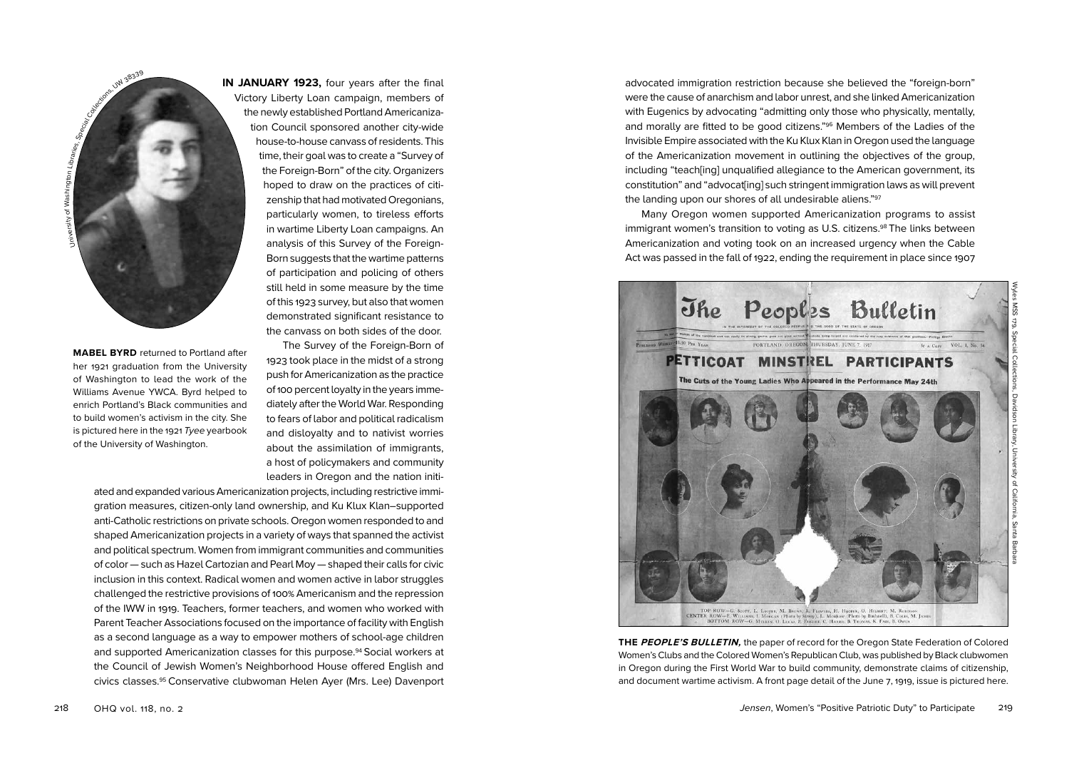**IN JANUARY 1923,** four years after the final Victory Liberty Loan campaign, members of the newly established Portland Americanization Council sponsored another city-wide house-to-house canvass of residents. This time, their goal was to create a "Survey of the Foreign-Born" of the city. Organizers hoped to draw on the practices of citizenship that had motivated Oregonians, particularly women, to tireless efforts in wartime Liberty Loan campaigns. An analysis of this Survey of the Foreign-Born suggests that the wartime patterns of participation and policing of others still held in some measure by the time of this 1923 survey, but also that women demonstrated significant resistance to the canvass on both sides of the door.

The Survey of the Foreign-Born of 1923 took place in the midst of a strong push for Americanization as the practice of 100 percent loyalty in the years immediately after the World War. Responding to fears of labor and political radicalism and disloyalty and to nativist worries about the assimilation of immigrants, a host of policymakers and community leaders in Oregon and the nation initiated and expanded various Americanization projects, including restrictive immigration measures, citizen-only land ownership, and Ku Klux Klan–supported anti-Catholic restrictions on private schools. Oregon women responded to and shaped Americanization projects in a variety of ways that spanned the activist and political spectrum. Women from immigrant communities and communities of color — such as Hazel Cartozian and Pearl Moy — shaped their calls for civic inclusion in this context. Radical women and women active in labor struggles challenged the restrictive provisions of 100% Americanism and the repression of the IWW in 1919. Teachers, former teachers, and women who worked with Parent Teacher Associations focused on the importance of facility with English as a second language as a way to empower mothers of school-age children and supported Americanization classes for this purpose.[94] Social workers at the Council of Jewish Women's Neighborhood House offered English and civics classes.[95] Conservative clubwoman Helen Ayer (Mrs. Lee) Davenport advocated immigration restriction because she believed the "foreign-born" were the cause of anarchism and labor unrest, and she linked Americanization with Eugenics by advocating "admitting only those who physically, mentally, and morally are fitted to be good citizens."[96] Members of the Ladies of the Invisible Empire associated with the Ku Klux Klan in Oregon used the language of the Americanization movement in outlining the objectives of the group, including "teach[ing] unqualified allegiance to the American government, its constitution" and "advocat[ing] such stringent immigration laws as will prevent the landing upon our shores of all undesirable aliens."[97]

Many Oregon women supported Americanization programs to assist immigrant women's transition to voting as U.S. citizens.[98] The links between Americanization and voting took on an increased urgency when the Cable Act was passed in the fall of 1922, ending the requirement in place since 1907

University of Washington Libraries, Special Collections, UW 38339

**MABEL BYRD** returned to Portland after her 1921 graduation from the University of Washington to lead the work of the Williams Avenue YWCA. Byrd helped to enrich Portland's Black communities and to build women's activism in the city. She is pictured here in the 1921 *Tyee* yearbook of the University of Washington.

Wyles MSS 179, Special Collections, Davidson Library, University of California, Santa Barbara

**THE *PEOPLE'S BULLETIN,*** the paper of record for the Oregon State Federation of Colored Women's Clubs and the Colored Women's Republican Club, was published by Black clubwomen in Oregon during the First World War to build community, demonstrate claims of citizenship, and document wartime activism. A front page detail of the June 7, 1919, issue is pictured here.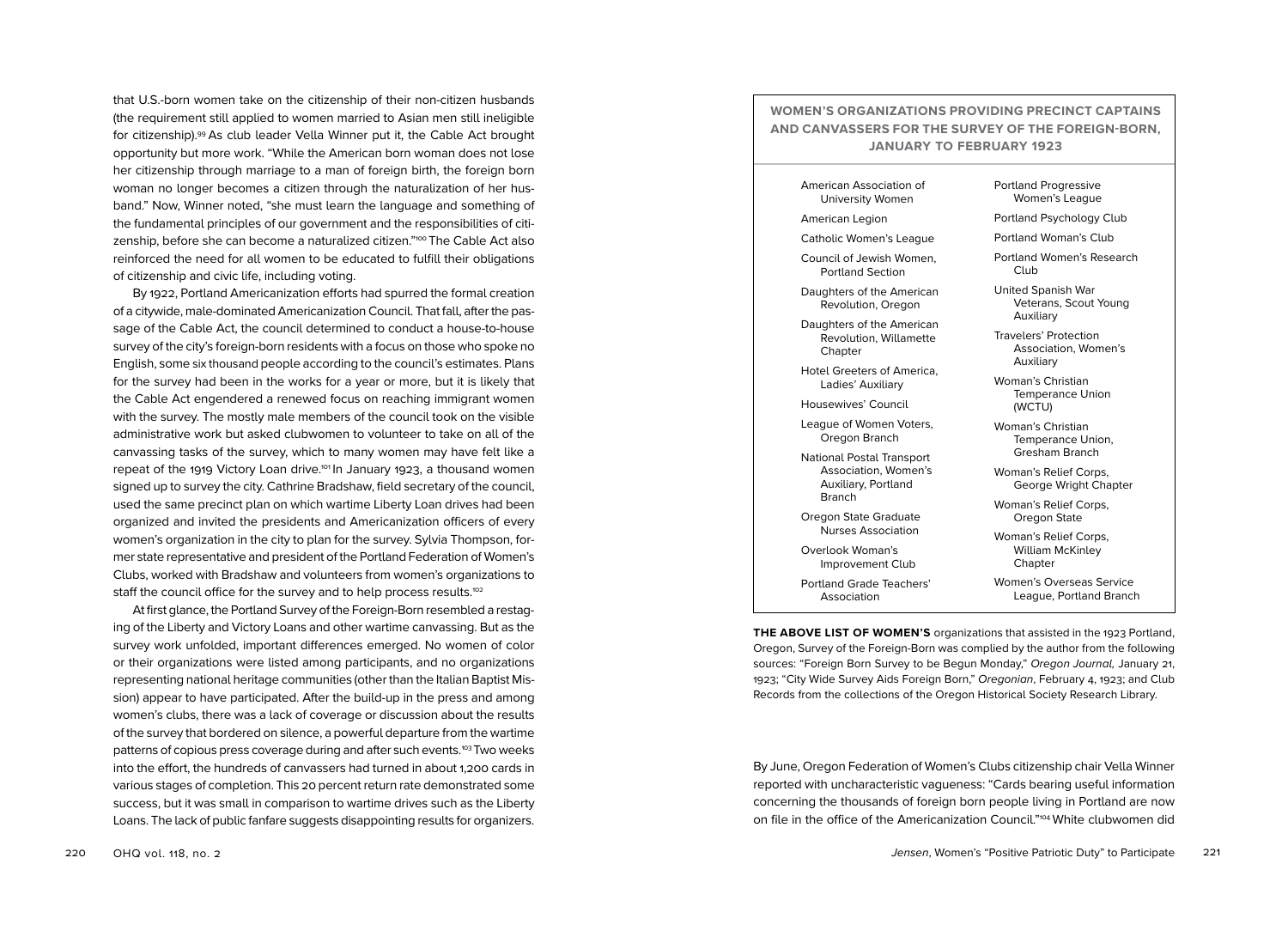that U.S.-born women take on the citizenship of their non-citizen husbands (the requirement still applied to women married to Asian men still ineligible for citizenship).[99] As club leader Vella Winner put it, the Cable Act brought opportunity but more work. "While the American born woman does not lose her citizenship through marriage to a man of foreign birth, the foreign born woman no longer becomes a citizen through the naturalization of her husband." Now, Winner noted, "she must learn the language and something of the fundamental principles of our government and the responsibilities of citizenship, before she can become a naturalized citizen."[100] The Cable Act also reinforced the need for all women to be educated to fulfill their obligations of citizenship and civic life, including voting.

By 1922, Portland Americanization efforts had spurred the formal creation of a citywide, male-dominated Americanization Council. That fall, after the passage of the Cable Act, the council determined to conduct a house-to-house survey of the city's foreign-born residents with a focus on those who spoke no English, some six thousand people according to the council's estimates. Plans for the survey had been in the works for a year or more, but it is likely that the Cable Act engendered a renewed focus on reaching immigrant women with the survey. The mostly male members of the council took on the visible administrative work but asked clubwomen to volunteer to take on all of the canvassing tasks of the survey, which to many women may have felt like a repeat of the 1919 Victory Loan drive.[101] In January 1923, a thousand women signed up to survey the city. Cathrine Bradshaw, field secretary of the council, used the same precinct plan on which wartime Liberty Loan drives had been organized and invited the presidents and Americanization officers of every women's organization in the city to plan for the survey. Sylvia Thompson, former state representative and president of the Portland Federation of Women's Clubs, worked with Bradshaw and volunteers from women's organizations to staff the council office for the survey and to help process results.[102]

At first glance, the Portland Survey of the Foreign-Born resembled a restaging of the Liberty and Victory Loans and other wartime canvassing. But as the survey work unfolded, important differences emerged. No women of color or their organizations were listed among participants, and no organizations representing national heritage communities (other than the Italian Baptist Mission) appear to have participated. After the build-up in the press and among women's clubs, there was a lack of coverage or discussion about the results of the survey that bordered on silence, a powerful departure from the wartime patterns of copious press coverage during and after such events.[103] Two weeks into the effort, the hundreds of canvassers had turned in about 1,200 cards in various stages of completion. This 20 percent return rate demonstrated some success, but it was small in comparison to wartime drives such as the Liberty Loans. The lack of public fanfare suggests disappointing results for organizers.

**WOMEN'S ORGANIZATIONS PROVIDING PRECINCT CAPTAINS AND CANVASSERS FOR THE SURVEY OF THE FOREIGN-BORN, JANUARY TO FEBRUARY 1923**

- American Association of University Women
- American Legion
- Catholic Women's League
- Council of Jewish Women, Portland Section
- Daughters of the American Revolution, Oregon
- Daughters of the American Revolution, Willamette Chapter
- Hotel Greeters of America, Ladies' Auxiliary
- Housewives' Council
- League of Women Voters, Oregon Branch
- National Postal Transport Association, Women's Auxiliary, Portland Branch
- Oregon State Graduate Nurses Association
- Overlook Woman's Improvement Club
- Portland Grade Teachers' Association
- Portland Progressive Women's League
- Portland Psychology Club
- Portland Woman's Club
- Portland Women's Research Club
- United Spanish War Veterans, Scout Young Auxiliary
- Travelers' Protection Association, Women's Auxiliary
- Woman's Christian Temperance Union (WCTU)
- Woman's Christian Temperance Union, Gresham Branch
- Woman's Relief Corps, George Wright Chapter
- Woman's Relief Corps, Oregon State
- Woman's Relief Corps, William McKinley Chapter
- Women's Overseas Service League, Portland Branch

**THE ABOVE LIST OF WOMEN'S** organizations that assisted in the 1923 Portland, Oregon, Survey of the Foreign-Born was complied by the author from the following sources: "Foreign Born Survey to be Begun Monday," *Oregon Journal,* January 21, 1923; "City Wide Survey Aids Foreign Born," *Oregonian*, February 4, 1923; and Club Records from the collections of the Oregon Historical Society Research Library.

By June, Oregon Federation of Women's Clubs citizenship chair Vella Winner reported with uncharacteristic vagueness: "Cards bearing useful information concerning the thousands of foreign born people living in Portland are now on file in the office of the Americanization Council."[104] White clubwomen did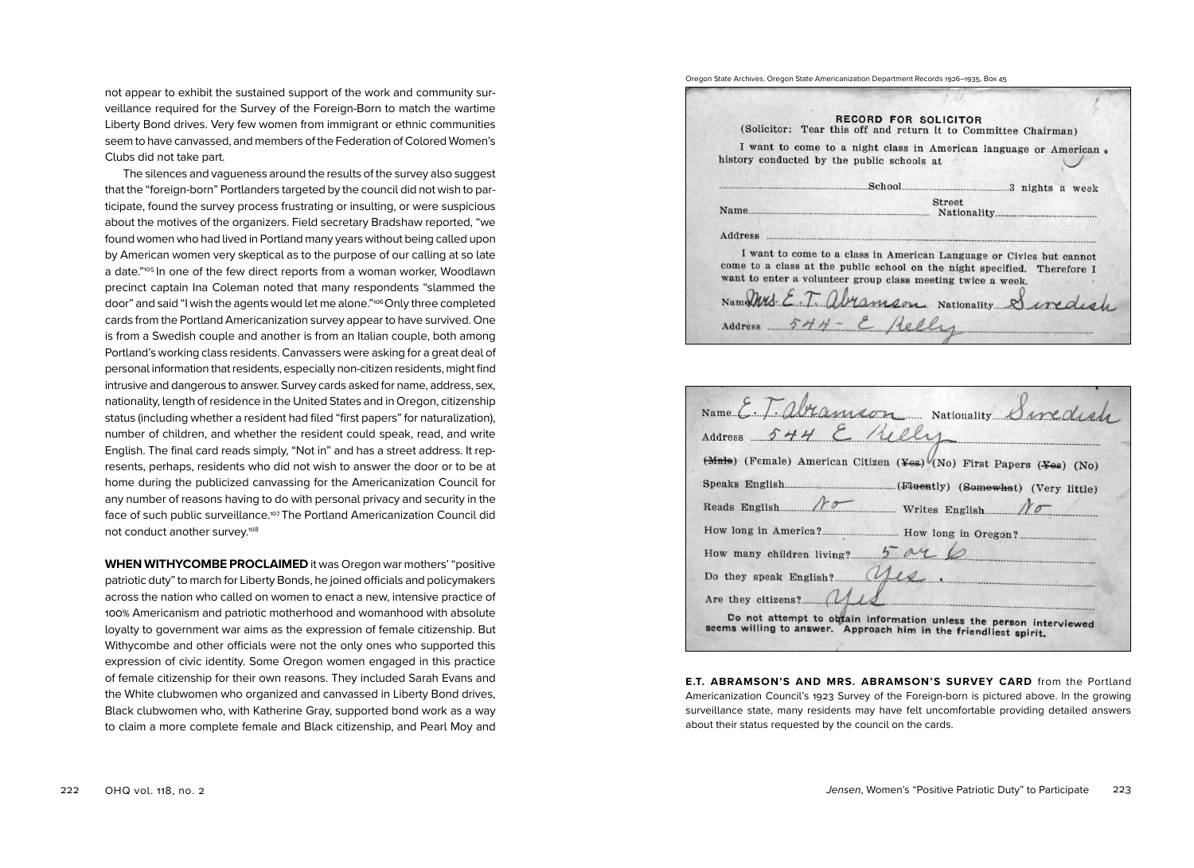not appear to exhibit the sustained support of the work and community surveillance required for the Survey of the Foreign-Born to match the wartime Liberty Bond drives. Very few women from immigrant or ethnic communities seem to have canvassed, and members of the Federation of Colored Women's Clubs did not take part.

The silences and vagueness around the results of the survey also suggest that the "foreign-born" Portlanders targeted by the council did not wish to participate, found the survey process frustrating or insulting, or were suspicious about the motives of the organizers. Field secretary Bradshaw reported, "we found women who had lived in Portland many years without being called upon by American women very skeptical as to the purpose of our calling at so late a date."[105] In one of the few direct reports from a woman worker, Woodlawn precinct captain Ina Coleman noted that many respondents "slammed the door" and said "I wish the agents would let me alone."[106] Only three completed cards from the Portland Americanization survey appear to have survived. One is from a Swedish couple and another is from an Italian couple, both among Portland's working class residents. Canvassers were asking for a great deal of personal information that residents, especially non-citizen residents, might find intrusive and dangerous to answer. Survey cards asked for name, address, sex, nationality, length of residence in the United States and in Oregon, citizenship status (including whether a resident had filed "first papers" for naturalization), number of children, and whether the resident could speak, read, and write English. The final card reads simply, "Not in" and has a street address. It represents, perhaps, residents who did not wish to answer the door or to be at home during the publicized canvassing for the Americanization Council for any number of reasons having to do with personal privacy and security in the face of such public surveillance.[107] The Portland Americanization Council did not conduct another survey.[108]

**WHEN WITHYCOMBE PROCLAIMED** it was Oregon war mothers' "positive patriotic duty" to march for Liberty Bonds, he joined officials and policymakers across the nation who called on women to enact a new, intensive practice of 100% Americanism and patriotic motherhood and womanhood with absolute loyalty to government war aims as the expression of female citizenship. But Withycombe and other officials were not the only ones who supported this expression of civic identity. Some Oregon women engaged in this practice of female citizenship for their own reasons. They included Sarah Evans and the White clubwomen who organized and canvassed in Liberty Bond drives, Black clubwomen who, with Katherine Gray, supported bond work as a way to claim a more complete female and Black citizenship, and Pearl Moy and

Oregon State Archives, Oregon State Americanization Department Records 1926–1935, Box 45

**E.T. ABRAMSON'S AND MRS. ABRAMSON'S SURVEY CARD** from the Portland Americanization Council's 1923 Survey of the Foreign-born is pictured above. In the growing surveillance state, many residents may have felt uncomfortable providing detailed answers about their status requested by the council on the cards.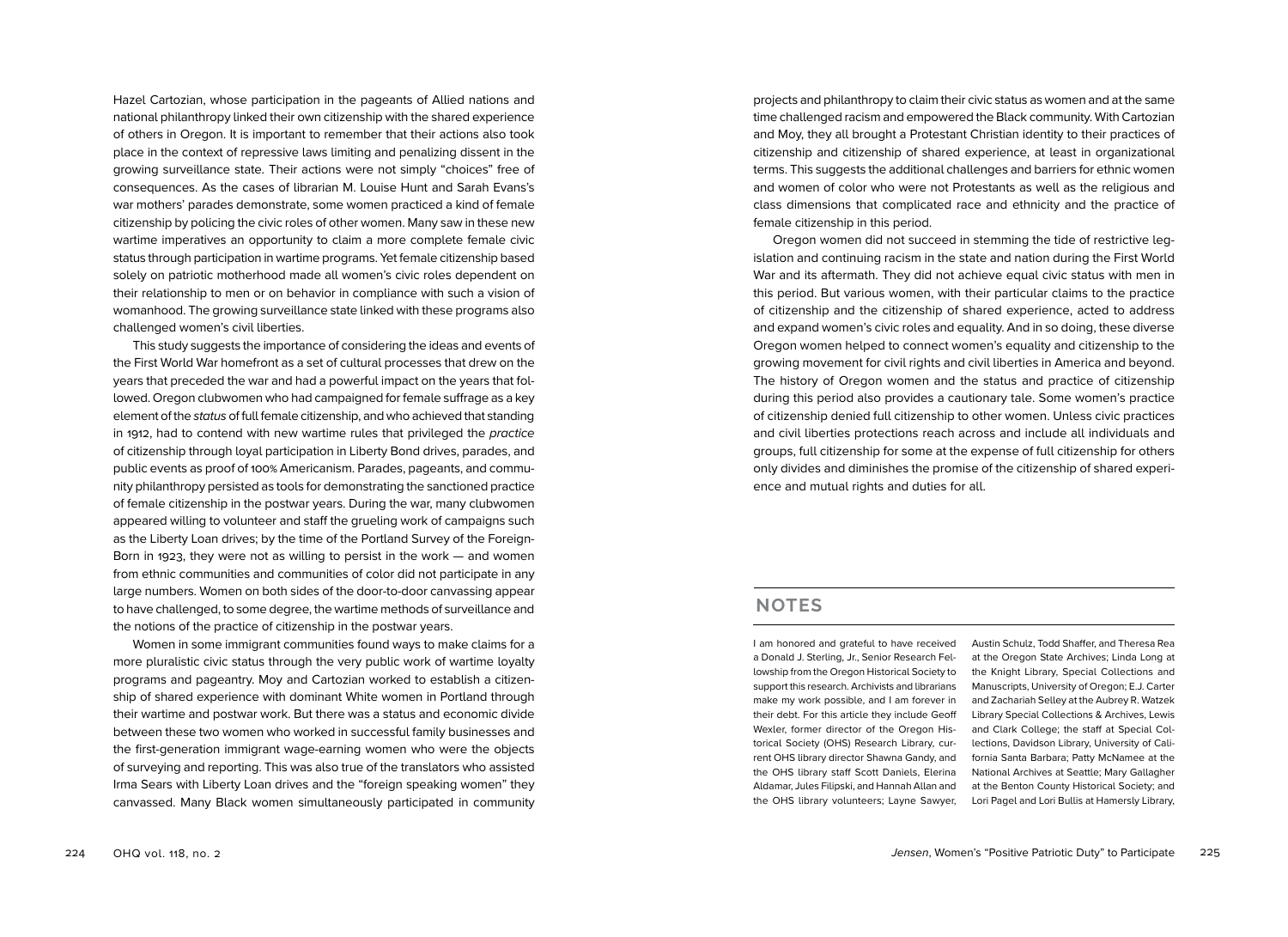Hazel Cartozian, whose participation in the pageants of Allied nations and national philanthropy linked their own citizenship with the shared experience of others in Oregon. It is important to remember that their actions also took place in the context of repressive laws limiting and penalizing dissent in the growing surveillance state. Their actions were not simply "choices" free of consequences. As the cases of librarian M. Louise Hunt and Sarah Evans's war mothers' parades demonstrate, some women practiced a kind of female citizenship by policing the civic roles of other women. Many saw in these new wartime imperatives an opportunity to claim a more complete female civic status through participation in wartime programs. Yet female citizenship based solely on patriotic motherhood made all women's civic roles dependent on their relationship to men or on behavior in compliance with such a vision of womanhood. The growing surveillance state linked with these programs also challenged women's civil liberties.

This study suggests the importance of considering the ideas and events of the First World War homefront as a set of cultural processes that drew on the years that preceded the war and had a powerful impact on the years that followed. Oregon clubwomen who had campaigned for female suffrage as a key element of the *status* of full female citizenship, and who achieved that standing in 1912, had to contend with new wartime rules that privileged the *practice* of citizenship through loyal participation in Liberty Bond drives, parades, and public events as proof of 100% Americanism. Parades, pageants, and community philanthropy persisted as tools for demonstrating the sanctioned practice of female citizenship in the postwar years. During the war, many clubwomen appeared willing to volunteer and staff the grueling work of campaigns such as the Liberty Loan drives; by the time of the Portland Survey of the Foreign-Born in 1923, they were not as willing to persist in the work — and women from ethnic communities and communities of color did not participate in any large numbers. Women on both sides of the door-to-door canvassing appear to have challenged, to some degree, the wartime methods of surveillance and the notions of the practice of citizenship in the postwar years.

Women in some immigrant communities found ways to make claims for a more pluralistic civic status through the very public work of wartime loyalty programs and pageantry. Moy and Cartozian worked to establish a citizenship of shared experience with dominant White women in Portland through their wartime and postwar work. But there was a status and economic divide between these two women who worked in successful family businesses and the first-generation immigrant wage-earning women who were the objects of surveying and reporting. This was also true of the translators who assisted Irma Sears with Liberty Loan drives and the "foreign speaking women" they canvassed. Many Black women simultaneously participated in community projects and philanthropy to claim their civic status as women and at the same time challenged racism and empowered the Black community. With Cartozian and Moy, they all brought a Protestant Christian identity to their practices of citizenship and citizenship of shared experience, at least in organizational terms. This suggests the additional challenges and barriers for ethnic women and women of color who were not Protestants as well as the religious and class dimensions that complicated race and ethnicity and the practice of female citizenship in this period.

Oregon women did not succeed in stemming the tide of restrictive legislation and continuing racism in the state and nation during the First World War and its aftermath. They did not achieve equal civic status with men in this period. But various women, with their particular claims to the practice of citizenship and the citizenship of shared experience, acted to address and expand women's civic roles and equality. And in so doing, these diverse Oregon women helped to connect women's equality and citizenship to the growing movement for civil rights and civil liberties in America and beyond. The history of Oregon women and the status and practice of citizenship during this period also provides a cautionary tale. Some women's practice of citizenship denied full citizenship to other women. Unless civic practices and civil liberties protections reach across and include all individuals and groups, full citizenship for some at the expense of full citizenship for others only divides and diminishes the promise of the citizenship of shared experience and mutual rights and duties for all.

## NOTES

I am honored and grateful to have received a Donald J. Sterling, Jr., Senior Research Fellowship from the Oregon Historical Society to support this research. Archivists and librarians make my work possible, and I am forever in their debt. For this article they include Geoff Wexler, former director of the Oregon Historical Society (OHS) Research Library, current OHS library director Shawna Gandy, and the OHS library staff Scott Daniels, Elerina Aldamar, Jules Filipski, and Hannah Allan and the OHS library volunteers; Layne Sawyer, Austin Schulz, Todd Shaffer, and Theresa Rea at the Oregon State Archives; Linda Long at the Knight Library, Special Collections and Manuscripts, University of Oregon; E.J. Carter and Zachariah Selley at the Aubrey R. Watzek Library Special Collections & Archives, Lewis and Clark College; the staff at Special Collections, Davidson Library, University of California Santa Barbara; Patty McNamee at the National Archives at Seattle; Mary Gallagher at the Benton County Historical Society; and Lori Pagel and Lori Bullis at Hamersly Library,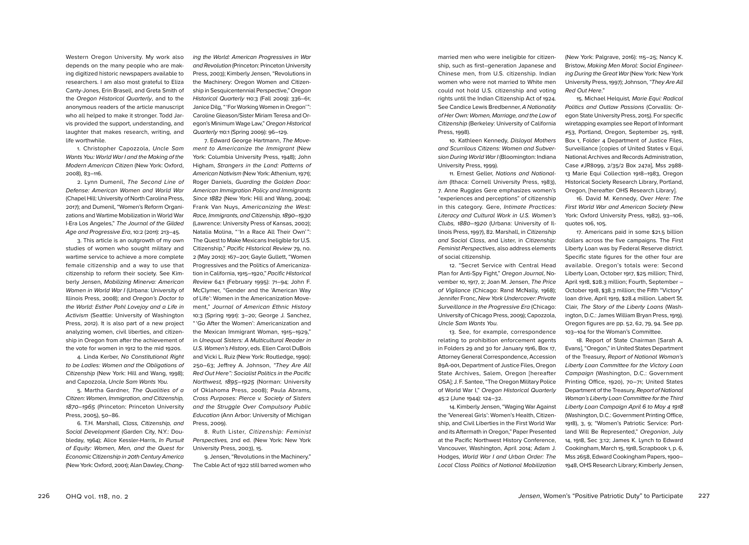Western Oregon University. My work also depends on the many people who are making digitized historic newspapers available to researchers. I am also most grateful to Eliza Canty-Jones, Erin Brasell, and Greta Smith of the *Oregon Historical Quarterly*, and to the anonymous readers of the article manuscript who all helped to make it stronger. Todd Jarvis provided the support, understanding, and laughter that makes research, writing, and life worthwhile.

1. Christopher Capozzola, *Uncle Sam Wants You: World War I and the Making of the Modern American Citizen* (New York: Oxford, 2008), 83–116.

2. Lynn Dumenil, *The Second Line of Defense: American Women and World War* (Chapel Hill: University of North Carolina Press, 2017); and Dumenil, "Women's Reform Organizations and Wartime Mobilization in World War I-Era Los Angeles," *The Journal of the Gilded Age and Progressive Era*, 10:2 (2011): 213–45.

3. This article is an outgrowth of my own studies of women who sought military and wartime service to achieve a more complete female citizenship and a way to use that citizenship to reform their society. See Kimberly Jensen, *Mobilizing Minerva: American Women in World War I* (Urbana: University of Illinois Press, 2008); and *Oregon's Doctor to the World: Esther Pohl Lovejoy and a Life in Activism* (Seattle: University of Washington Press, 2012). It is also part of a new project analyzing women, civil liberties, and citizenship in Oregon from after the achievement of the vote for women in 1912 to the mid 1920s.

4. Linda Kerber, *No Constitutional Right to be Ladies: Women and the Obligations of Citizenship* (New York: Hill and Wang, 1998); and Capozzola, *Uncle Sam Wants You.*

5. Martha Gardner, *The Qualities of a Citizen: Women, Immigration, and Citizenship, 1870–1965* (Princeton: Princeton University Press, 2005), 50–86.

6. T.H. Marshall, *Class, Citizenship, and Social Development* (Garden City, N.Y.: Doubleday, 1964); Alice Kessler-Harris, *In Pursuit of Equity: Women, Men, and the Quest for Economic Citizenship in 20th Century America* (New York: Oxford, 2001); Alan Dawley, *Changing the World: American Progressives in War and Revolution* (Princeton: Princeton University Press, 2003); Kimberly Jensen, "Revolutions in the Machinery: Oregon Women and Citizenship in Sesquicentennial Perspective," *Oregon Historical Quarterly* 110:3 (Fall 2009): 336–61; Janice Dilg, "'For Working Women in Oregon'": Caroline Gleason/Sister Miriam Teresa and Oregon's Minimum Wage Law," *Oregon Historical Quarterly* 110:1 (Spring 2009): 96–129.

7. Edward George Hartmann, *The Movement to Americanize the Immigrant* (New York: Columbia University Press, 1948); John Higham, *Strangers in the Land: Patterns of American Nativism* (New York: Athenium, 1971); Roger Daniels, *Guarding the Golden Door: American Immigration Policy and Immigrants Since 1882* (New York: Hill and Wang, 2004); Frank Van Nuys, *Americanizing the West: Race, Immigrants, and Citizenship, 1890–1930* (Lawrence: University Press of Kansas, 2002); Natalia Molina, "'In a Race All Their Own'": The Quest to Make Mexicans Ineligible for U.S. Citizenship," *Pacific Historical Review* 79, no. 2 (May 2010): 167–201; Gayle Gullett, "Women Progressives and the Politics of Americanization in California, 1915–1920," *Pacific Historical Review* 64:1 (February 1995): 71–94; John F. McClymer, "Gender and the 'American Way of Life': Women in the Americanization Movement," *Journal of American Ethnic History* 10:3 (Spring 1991): 3–20; George J. Sanchez, "'Go After the Women': Americanization and the Mexican Immigrant Woman, 1915–1929," in *Unequal Sisters: A Multicultural Reader in U.S. Women's History*, eds. Ellen Carol DuBois and Vicki L. Ruiz (New York: Routledge, 1990): 250–63; Jeffrey A. Johnson, *"They Are All Red Out Here": Socialist Politics in the Pacific Northwest, 1895–1925* (Norman: University of Oklahoma Press, 2008); Paula Abrams, *Cross Purposes: Pierce v. Society of Sisters and the Struggle Over Compulsory Public Education* (Ann Arbor: University of Michigan Press, 2009).

8. Ruth Lister, *Citizenship: Feminist Perspectives,* 2nd ed. (New York: New York University Press, 2003), 15.

9. Jensen, "Revolutions in the Machinery." The Cable Act of 1922 still barred women who married men who were ineligible for citizenship, such as first–generation Japanese and Chinese men, from U.S. citizenship. Indian women who were not married to White men could not hold U.S. citizenship and voting rights until the Indian Citizenship Act of 1924. See Candice Lewis Bredbenner, *A Nationality of Her Own: Women, Marriage, and the Law of Citizenship* (Berkeley: University of California Press, 1998).

10. Kathleen Kennedy, *Disloyal Mothers and Scurrilous Citizens: Women and Subversion During World War I* (Bloomington: Indiana University Press, 1999).

11. Ernest Geller, *Nations and Nationalism* (Ithaca: Cornell University Press, 1983), 7. Anne Ruggles Gere emphasizes women's "experiences and perceptions" of citizenship in this category. Gere, *Intimate Practices: Literacy and Cultural Work in U.S. Women's Clubs, 1880–1920* (Urbana: University of Illinois Press, 1997), 82. Marshall, in *Citizenship and Social Class*, and Lister, in *Citizenship: Feminist Perspectives,* also address elements of social citizenship.

12. "Secret Service with Central Head Plan for Anti-Spy Fight," *Oregon Journal*, November 10, 1917, 2; Joan M. Jensen, *The Price of Vigilance* (Chicago: Rand McNally, 1968); Jennifer Fronc, *New York Undercover: Private Surveillance in the Progressive Era* (Chicago: University of Chicago Press, 2009); Capozzola, *Uncle Sam Wants You.*

13. See, for example, correspondence relating to prohibition enforcement agents in Folders 29 and 30 for January 1916, Box 17, Attorney General Correspondence, Accession 89A-001, Department of Justice Files, Oregon State Archives, Salem, Oregon [hereafter OSA]; J. F. Santee, "The Oregon Military Police of World War I," *Oregon Historical Quarterly* 45:2 (June 1944): 124–32.

14. Kimberly Jensen, "Waging War Against the 'Venereal Girls': Women's Health, Citizenship, and Civil Liberties in the First World War and its Aftermath in Oregon," Paper Presented at the Pacific Northwest History Conference, Vancouver, Washington, April 2014; Adam J. Hodges, *World War I and Urban Order: The Local Class Politics of National Mobilization* (New York: Palgrave, 2016): 115–25; Nancy K. Bristow, *Making Men Moral: Social Engineering During the Great War* (New York: New York University Press, 1997); Johnson, *"They Are All Red Out Here."*

15. Michael Helquist, *Marie Equi: Radical Politics and Outlaw Passions* (Corvallis: Oregon State University Press, 2015). For specific wiretapping examples see Report of Informant #53, Portland, Oregon, September 25, 1918, Box 1, Folder 4 Department of Justice Files, Surveillance [copies of United States v Equi, National Archives and Records Administration, Case #JR8099, 2/35/2 Box 247a], Mss 2988-13 Marie Equi Collection 1918–1983, Oregon Historical Society Research Library, Portland, Oregon, [hereafter OHS Research Library].

16. David M. Kennedy, *Over Here*: *The First World War and American Society* (New York: Oxford University Press, 1982), 93–106, quotes 106, 105.

17. Americans paid in some $21.5 billion dollars across the five campaigns. The First Liberty Loan was by Federal Reserve district. Specific state figures for the other four are available. Oregon's totals were: Second Liberty Loan, October 1917, $25 million; Third, April 1918, $28.3 million; Fourth, September – October 1918, $38.3 million; the Fifth "Victory" loan drive, April 1919, $28.4 million. Labert St. Clair, *The Story of the Liberty Loans* (Washington, D.C.: James William Bryan Press, 1919). Oregon figures are pp. 52, 62, 79, 94. See pp. 103–104 for the Woman's Committee.

18. Report of State Chairman [Sarah A. Evans], "Oregon," in United States Department of the Treasury, *Report of National Woman's Liberty Loan Committee for the Victory Loan Campaign* (Washington, D.C.: Government Printing Office, 1920), 70–71; United States Department of the Treasury, *Report of National Woman's Liberty Loan Committee for the Third Liberty Loan Campaign April 6 to May 4 1918* (Washington, D.C.: Government Printing Office, 1918), 3, 9; "Women's Patriotic Service: Portland Will Be Represented," *Oregonian*, July 14, 1918, Sec 3:12; James K. Lynch to Edward Cookingham, March 15, 1918, Scrapbook 1, p. 6, Mss 2658, Edward Cookingham Papers, 1900–1948, OHS Research Library; Kimberly Jensen,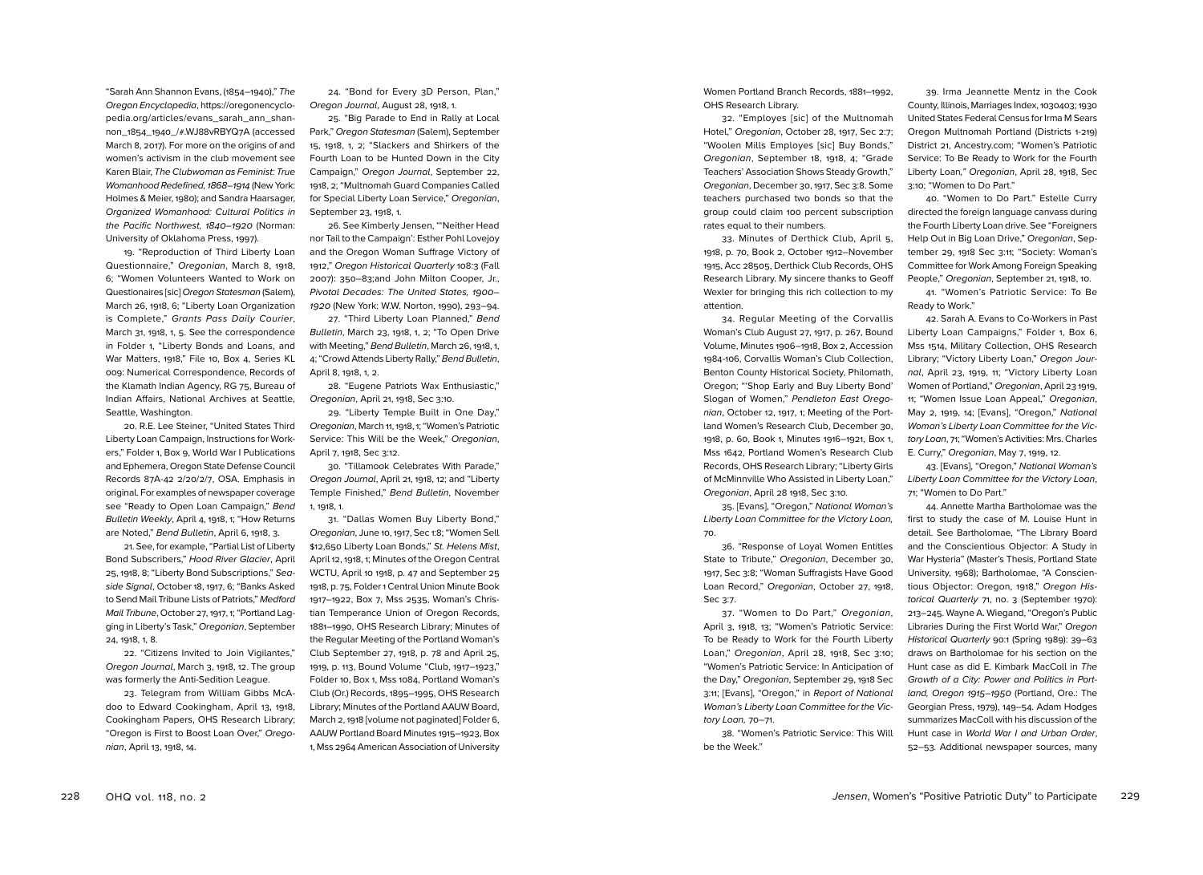"Sarah Ann Shannon Evans, (1854–1940)," *The Oregon Encyclopedia*, https://oregonencyclopedia.org/articles/evans_sarah_ann_shannon_1854_1940_/#.WJ88vRBYQ7A (accessed March 8, 2017). For more on the origins of and women's activism in the club movement see Karen Blair, *The Clubwoman as Feminist: True Womanhood Redefined, 1868–1914* (New York: Holmes & Meier, 1980); and Sandra Haarsager, *Organized Womanhood: Cultural Politics in the Pacific Northwest, 1840–1920* (Norman: University of Oklahoma Press, 1997).

19. "Reproduction of Third Liberty Loan Questionnaire," *Oregonian*, March 8, 1918, 6; "Women Volunteers Wanted to Work on Questionaires [sic] *Oregon Statesman* (Salem), March 26, 1918, 6; "Liberty Loan Organization is Complete," *Grants Pass Daily Courier*, March 31, 1918, 1, 5. See the correspondence in Folder 1, "Liberty Bonds and Loans, and War Matters, 1918," File 10, Box 4, Series KL 009: Numerical Correspondence, Records of the Klamath Indian Agency, RG 75, Bureau of Indian Affairs, National Archives at Seattle, Seattle, Washington.

20. R.E. Lee Steiner, "United States Third Liberty Loan Campaign, Instructions for Workers," Folder 1, Box 9, World War I Publications and Ephemera, Oregon State Defense Council Records 87A-42 2/20/2/7, OSA. Emphasis in original. For examples of newspaper coverage see "Ready to Open Loan Campaign," *Bend Bulletin Weekly*, April 4, 1918, 1; "How Returns are Noted," *Bend Bulletin*, April 6, 1918, 3.

21. See, for example, "Partial List of Liberty Bond Subscribers," *Hood River Glacier*, April 25, 1918, 8; "Liberty Bond Subscriptions," *Seaside Signal*, October 18, 1917, 6; "Banks Asked to Send Mail Tribune Lists of Patriots," *Medford Mail Tribune*, October 27, 1917, 1; "Portland Lagging in Liberty's Task," *Oregonian*, September 24, 1918, 1, 8.

22. "Citizens Invited to Join Vigilantes," *Oregon Journal*, March 3, 1918, 12. The group was formerly the Anti-Sedition League.

23. Telegram from William Gibbs McAdoo to Edward Cookingham, April 13, 1918, Cookingham Papers, OHS Research Library; "Oregon is First to Boost Loan Over," *Oregonian*, April 13, 1918, 14.

24. "Bond for Every 3D Person, Plan," *Oregon Journal*, August 28, 1918, 1.

25. "Big Parade to End in Rally at Local Park," *Oregon Statesman* (Salem), September 15, 1918, 1, 2; "Slackers and Shirkers of the Fourth Loan to be Hunted Down in the City Campaign," *Oregon Journal*, September 22, 1918, 2; "Multnomah Guard Companies Called for Special Liberty Loan Service," *Oregonian*, September 23, 1918, 1.

26. See Kimberly Jensen, "'Neither Head nor Tail to the Campaign': Esther Pohl Lovejoy and the Oregon Woman Suffrage Victory of 1912," *Oregon Historical Quarterly* 108:3 (Fall 2007): 350–83;and John Milton Cooper, Jr., *Pivotal Decades: The United States, 1900–1920* (New York: W.W. Norton, 1990), 293–94.

27. "Third Liberty Loan Planned," *Bend Bulletin*, March 23, 1918, 1, 2; "To Open Drive with Meeting," *Bend Bulletin*, March 26, 1918, 1, 4; "Crowd Attends Liberty Rally," *Bend Bulletin*, April 8, 1918, 1, 2.

28. "Eugene Patriots Wax Enthusiastic," *Oregonian*, April 21, 1918, Sec 3:10.

29. "Liberty Temple Built in One Day," *Oregonian*, March 11, 1918, 1; "Women's Patriotic Service: This Will be the Week," *Oregonian*, April 7, 1918, Sec 3:12.

30. "Tillamook Celebrates With Parade," *Oregon Journal*, April 21, 1918, 12; and "Liberty Temple Finished," *Bend Bulletin*, November 1, 1918, 1.

31. "Dallas Women Buy Liberty Bond," *Oregonian*, June 10, 1917, Sec 1:8; "Women Sell $12,650 Liberty Loan Bonds," *St. Helens Mist*, April 12, 1918, 1; Minutes of the Oregon Central WCTU, April 10 1918, p. 47 and September 25 1918, p. 75, Folder 1 Central Union Minute Book 1917–1922, Box 7, Mss 2535, Woman's Christian Temperance Union of Oregon Records, 1881–1990, OHS Research Library; Minutes of the Regular Meeting of the Portland Woman's Club September 27, 1918, p. 78 and April 25, 1919, p. 113, Bound Volume "Club, 1917–1923," Folder 10, Box 1, Mss 1084, Portland Woman's Club (Or.) Records, 1895–1995, OHS Research Library; Minutes of the Portland AAUW Board, March 2, 1918 [volume not paginated] Folder 6, AAUW Portland Board Minutes 1915–1923, Box 1, Mss 2964 American Association of University Women Portland Branch Records, 1881–1992, OHS Research Library.

32. "Employes [sic] of the Multnomah Hotel," *Oregonian*, October 28, 1917, Sec 2:7; "Woolen Mills Employes [sic] Buy Bonds," *Oregonian*, September 18, 1918, 4; "Grade Teachers' Association Shows Steady Growth," *Oregonian*, December 30, 1917, Sec 3:8. Some teachers purchased two bonds so that the group could claim 100 percent subscription rates equal to their numbers.

33. Minutes of Derthick Club, April 5, 1918, p. 70, Book 2, October 1912–November 1915, Acc 28505, Derthick Club Records, OHS Research Library. My sincere thanks to Geoff Wexler for bringing this rich collection to my attention.

34. Regular Meeting of the Corvallis Woman's Club August 27, 1917, p. 267, Bound Volume, Minutes 1906–1918, Box 2, Accession 1984-106, Corvallis Woman's Club Collection, Benton County Historical Society, Philomath, Oregon; "'Shop Early and Buy Liberty Bond' Slogan of Women," *Pendleton East Oregonian*, October 12, 1917, 1; Meeting of the Portland Women's Research Club, December 30, 1918, p. 60, Book 1, Minutes 1916–1921, Box 1, Mss 1642, Portland Women's Research Club Records, OHS Research Library; "Liberty Girls of McMinnville Who Assisted in Liberty Loan," *Oregonian*, April 28 1918, Sec 3:10.

35. [Evans], "Oregon," *National Woman's Liberty Loan Committee for the Victory Loan*, 70.

36. "Response of Loyal Women Entitles State to Tribute," *Oregonian*, December 30, 1917, Sec 3:8; "Woman Suffragists Have Good Loan Record," *Oregonian*, October 27, 1918, Sec 3:7.

37. "Women to Do Part," *Oregonian*, April 3, 1918, 13; "Women's Patriotic Service: To be Ready to Work for the Fourth Liberty Loan," *Oregonian*, April 28, 1918, Sec 3:10; "Women's Patriotic Service: In Anticipation of the Day," *Oregonian*, September 29, 1918 Sec 3:11; [Evans], "Oregon," in *Report of National Woman's Liberty Loan Committee for the Victory Loan*, 70–71.

38. "Women's Patriotic Service: This Will be the Week."

39. Irma Jeannette Mentz in the Cook County, Illinois, Marriages Index, 1030403; 1930 United States Federal Census for Irma M Sears Oregon Multnomah Portland (Districts 1-219) District 21, Ancestry.com; "Women's Patriotic Service: To Be Ready to Work for the Fourth Liberty Loan," *Oregonian*, April 28, 1918, Sec 3:10; "Women to Do Part."

40. "Women to Do Part." Estelle Curry directed the foreign language canvass during the Fourth Liberty Loan drive. See "Foreigners Help Out in Big Loan Drive," *Oregonian*, September 29, 1918 Sec 3:11; "Society: Woman's Committee for Work Among Foreign Speaking People," *Oregonian*, September 21, 1918, 10.

41. "Women's Patriotic Service: To Be Ready to Work."

42. Sarah A. Evans to Co-Workers in Past Liberty Loan Campaigns," Folder 1, Box 6, Mss 1514, Military Collection, OHS Research Library; "Victory Liberty Loan," *Oregon Journal*, April 23, 1919, 11; "Victory Liberty Loan Women of Portland," *Oregonian*, April 23 1919, 11; "Women Issue Loan Appeal," *Oregonian*, May 2, 1919, 14; [Evans], "Oregon," *National Woman's Liberty Loan Committee for the Victory Loan*, 71; "Women's Activities: Mrs. Charles E. Curry," *Oregonian*, May 7, 1919, 12.

43. [Evans], "Oregon," *National Woman's Liberty Loan Committee for the Victory Loan*, 71; "Women to Do Part."

44. Annette Martha Bartholomae was the first to study the case of M. Louise Hunt in detail. See Bartholomae, "The Library Board and the Conscientious Objector: A Study in War Hysteria" (Master's Thesis, Portland State University, 1968); Bartholomae, "A Conscientious Objector: Oregon, 1918," *Oregon Historical Quarterly* 71, no. 3 (September 1970): 213–245. Wayne A. Wiegand, "Oregon's Public Libraries During the First World War," *Oregon Historical Quarterly* 90:1 (Spring 1989): 39–63 draws on Bartholomae for his section on the Hunt case as did E. Kimbark MacColl in *The Growth of a City: Power and Politics in Portland, Oregon 1915–1950* (Portland, Ore.: The Georgian Press, 1979), 149–54. Adam Hodges summarizes MacColl with his discussion of the Hunt case in *World War I and Urban Order*, 52–53. Additional newspaper sources, many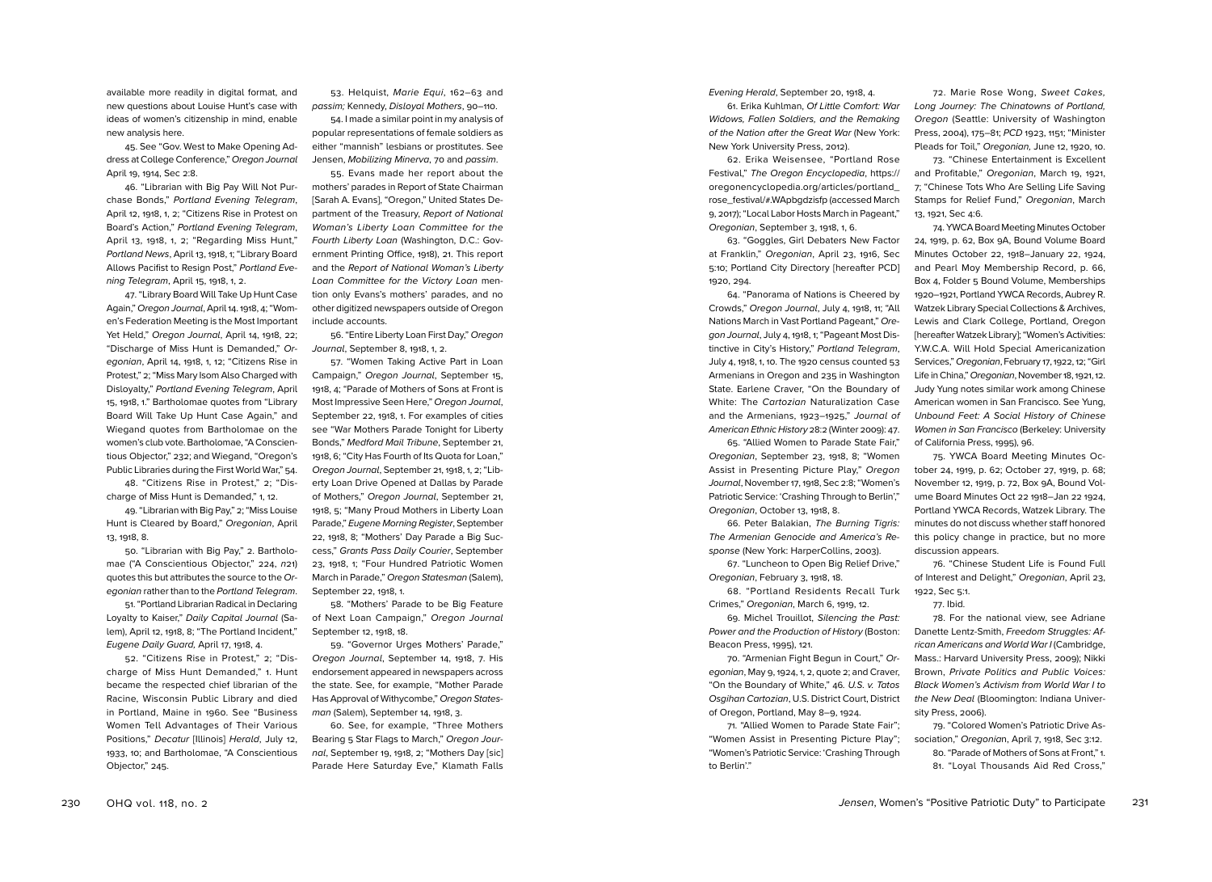available more readily in digital format, and new questions about Louise Hunt's case with ideas of women's citizenship in mind, enable new analysis here.

45. See "Gov. West to Make Opening Address at College Conference," *Oregon Journal* April 19, 1914, Sec 2:8.

46. "Librarian with Big Pay Will Not Purchase Bonds," *Portland Evening Telegram*, April 12, 1918, 1, 2; "Citizens Rise in Protest on Board's Action," *Portland Evening Telegram*, April 13, 1918, 1, 2; "Regarding Miss Hunt," *Portland News*, April 13, 1918, 1; "Library Board Allows Pacifist to Resign Post," *Portland Evening Telegram*, April 15, 1918, 1, 2.

47. "Library Board Will Take Up Hunt Case Again," *Oregon Journal*, April 14. 1918, 4; "Women's Federation Meeting is the Most Important Yet Held," *Oregon Journal*, April 14, 1918, 22; "Discharge of Miss Hunt is Demanded," *Oregonian*, April 14, 1918, 1, 12; "Citizens Rise in Protest," 2; "Miss Mary Isom Also Charged with Disloyalty," *Portland Evening Telegram*, April 15, 1918, 1." Bartholomae quotes from "Library Board Will Take Up Hunt Case Again," and Wiegand quotes from Bartholomae on the women's club vote. Bartholomae, "A Conscientious Objector," 232; and Wiegand, "Oregon's Public Libraries during the First World War," 54.

48. "Citizens Rise in Protest," 2; "Discharge of Miss Hunt is Demanded," 1, 12.

49. "Librarian with Big Pay," 2; "Miss Louise Hunt is Cleared by Board," *Oregonian*, April 13, 1918, 8.

50. "Librarian with Big Pay," 2. Bartholomae ("A Conscientious Objector," 224, n21) quotes this but attributes the source to the *Oregonian* rather than to the *Portland Telegram*.

51. "Portland Librarian Radical in Declaring Loyalty to Kaiser," *Daily Capital Journal* (Salem), April 12, 1918, 8; "The Portland Incident," *Eugene Daily Guard*, April 17, 1918, 4.

52. "Citizens Rise in Protest," 2; "Discharge of Miss Hunt Demanded," 1. Hunt became the respected chief librarian of the Racine, Wisconsin Public Library and died in Portland, Maine in 1960. See "Business Women Tell Advantages of Their Various Positions," *Decatur* [Illinois] *Herald*, July 12, 1933, 10; and Bartholomae, "A Conscientious Objector," 245.

53. Helquist, *Marie Equi*, 162–63 and *passim;* Kennedy, *Disloyal Mothers*, 90–110.

54. I made a similar point in my analysis of popular representations of female soldiers as either "mannish" lesbians or prostitutes. See Jensen, *Mobilizing Minerva*, 70 and *passim*.

55. Evans made her report about the mothers' parades in Report of State Chairman [Sarah A. Evans], "Oregon," United States Department of the Treasury, *Report of National Woman's Liberty Loan Committee for the Fourth Liberty Loan* (Washington, D.C.: Government Printing Office, 1918), 21. This report and the *Report of National Woman's Liberty Loan Committee for the Victory Loan* mention only Evans's mothers' parades, and no other digitized newspapers outside of Oregon include accounts.

56. "Entire Liberty Loan First Day," *Oregon Journal*, September 8, 1918, 1, 2.

57. "Women Taking Active Part in Loan Campaign," *Oregon Journal*, September 15, 1918, 4; "Parade of Mothers of Sons at Front is Most Impressive Seen Here," *Oregon Journal*, September 22, 1918, 1. For examples of cities see "War Mothers Parade Tonight for Liberty Bonds," *Medford Mail Tribune*, September 21, 1918, 6; "City Has Fourth of Its Quota for Loan," *Oregon Journal*, September 21, 1918, 1, 2; "Liberty Loan Drive Opened at Dallas by Parade of Mothers," *Oregon Journal*, September 21, 1918, 5; "Many Proud Mothers in Liberty Loan Parade," *Eugene Morning Register*, September 22, 1918, 8; "Mothers' Day Parade a Big Success," *Grants Pass Daily Courier*, September 23, 1918, 1; "Four Hundred Patriotic Women March in Parade," *Oregon Statesman* (Salem), September 22, 1918, 1.

58. "Mothers' Parade to be Big Feature of Next Loan Campaign," *Oregon Journal* September 12, 1918, 18.

59. "Governor Urges Mothers' Parade," *Oregon Journal*, September 14, 1918, 7. His endorsement appeared in newspapers across the state. See, for example, "Mother Parade Has Approval of Withycombe," *Oregon Statesman* (Salem), September 14, 1918, 3.

60. See, for example, "Three Mothers Bearing 5 Star Flags to March," *Oregon Journal*, September 19, 1918, 2; "Mothers Day [sic] Parade Here Saturday Eve," Klamath Falls *Evening Herald*, September 20, 1918, 4.

61. Erika Kuhlman, *Of Little Comfort: War Widows, Fallen Soldiers, and the Remaking of the Nation after the Great War* (New York: New York University Press, 2012).

62. Erika Weisensee, "Portland Rose Festival," *The Oregon Encyclopedia*, https://oregonencyclopedia.org/articles/portland_rose_festival/#.WApbgdzisfp (accessed March 9, 2017); "Local Labor Hosts March in Pageant," *Oregonian*, September 3, 1918, 1, 6.

63. "Goggles, Girl Debaters New Factor at Franklin," *Oregonian*, April 23, 1916, Sec 5:10; Portland City Directory [hereafter PCD] 1920, 294.

64. "Panorama of Nations is Cheered by Crowds," *Oregon Journal*, July 4, 1918, 11; "All Nations March in Vast Portland Pageant," *Oregon Journal*, July 4, 1918, 1; "Pageant Most Distinctive in City's History," *Portland Telegram*, July 4, 1918, 1, 10. The 1920 census counted 53 Armenians in Oregon and 235 in Washington State. Earlene Craver, "On the Boundary of White: The *Cartozian* Naturalization Case and the Armenians, 1923–1925," *Journal of American Ethnic History* 28:2 (Winter 2009): 47.

65. "Allied Women to Parade State Fair," *Oregonian*, September 23, 1918, 8; "Women Assist in Presenting Picture Play," *Oregon Journal*, November 17, 1918, Sec 2:8; "Women's Patriotic Service: 'Crashing Through to Berlin'," *Oregonian*, October 13, 1918, 8.

66. Peter Balakian, *The Burning Tigris: The Armenian Genocide and America's Response* (New York: HarperCollins, 2003).

67. "Luncheon to Open Big Relief Drive," *Oregonian*, February 3, 1918, 18.

68. "Portland Residents Recall Turk Crimes," *Oregonian*, March 6, 1919, 12.

69. Michel Trouillot, *Silencing the Past: Power and the Production of History* (Boston: Beacon Press, 1995), 121.

70. "Armenian Fight Begun in Court," *Oregonian*, May 9, 1924, 1, 2, quote 2; and Craver, "On the Boundary of White," 46. *U.S. v. Tatos Osgihan Cartozian*, U.S. District Court, District of Oregon, Portland, May 8–9, 1924.

71. "Allied Women to Parade State Fair"; "Women Assist in Presenting Picture Play"; "Women's Patriotic Service: 'Crashing Through to Berlin'."

72. Marie Rose Wong, *Sweet Cakes, Long Journey: The Chinatowns of Portland, Oregon* (Seattle: University of Washington Press, 2004), 175–81; *PCD* 1923, 1151; "Minister Pleads for Toil," *Oregonian,* June 12, 1920, 10.

73. "Chinese Entertainment is Excellent and Profitable," *Oregonian*, March 19, 1921, 7; "Chinese Tots Who Are Selling Life Saving Stamps for Relief Fund," *Oregonian*, March 13, 1921, Sec 4:6.

74. YWCA Board Meeting Minutes October 24, 1919, p. 62, Box 9A, Bound Volume Board Minutes October 22, 1918–January 22, 1924, and Pearl Moy Membership Record, p. 66, Box 4, Folder 5 Bound Volume, Memberships 1920–1921, Portland YWCA Records, Aubrey R. Watzek Library Special Collections & Archives, Lewis and Clark College, Portland, Oregon [hereafter Watzek Library]; "Women's Activities: Y.W.C.A. Will Hold Special Americanization Services," *Oregonian*, February 17, 1922, 12; "Girl Life in China," *Oregonian*, November 18, 1921, 12. Judy Yung notes similar work among Chinese American women in San Francisco. See Yung, *Unbound Feet: A Social History of Chinese Women in San Francisco* (Berkeley: University of California Press, 1995), 96.

75. YWCA Board Meeting Minutes October 24, 1919, p. 62; October 27, 1919, p. 68; November 12, 1919, p. 72, Box 9A, Bound Volume Board Minutes Oct 22 1918–Jan 22 1924, Portland YWCA Records, Watzek Library. The minutes do not discuss whether staff honored this policy change in practice, but no more discussion appears.

76. "Chinese Student Life is Found Full of Interest and Delight," *Oregonian*, April 23, 1922, Sec 5:1.

77. Ibid.

78. For the national view, see Adriane Danette Lentz-Smith, *Freedom Struggles: African Americans and World War I* (Cambridge, Mass.: Harvard University Press, 2009); Nikki Brown, *Private Politics and Public Voices: Black Women's Activism from World War I to the New Deal* (Bloomington: Indiana University Press, 2006).

79. "Colored Women's Patriotic Drive Association," *Oregonian*, April 7, 1918, Sec 3:12.

80. "Parade of Mothers of Sons at Front," 1.

81. "Loyal Thousands Aid Red Cross,"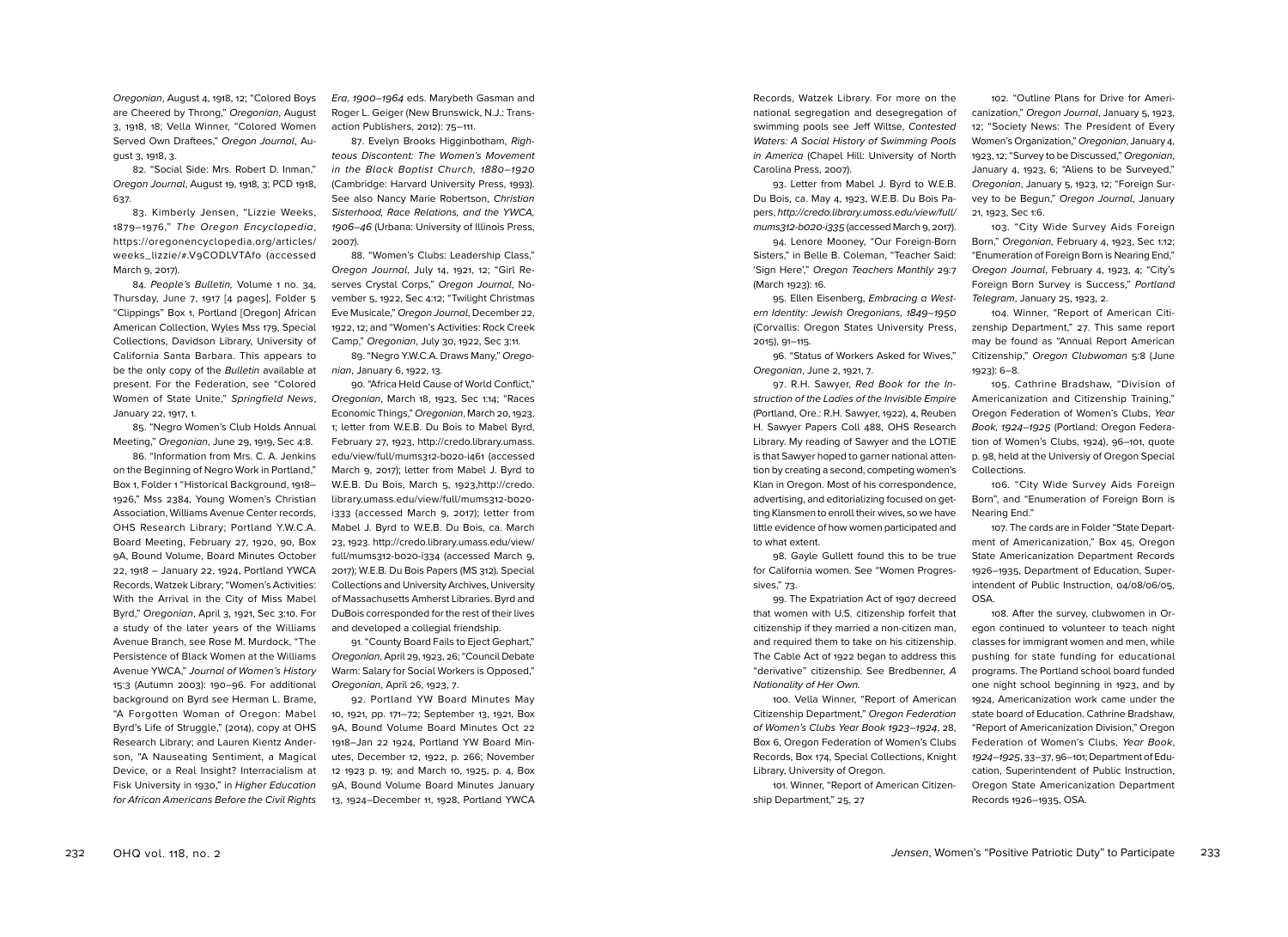*Oregonian*, August 4, 1918, 12; "Colored Boys are Cheered by Throng," *Oregonian*, August 3, 1918, 18; Vella Winner, "Colored Women Served Own Draftees," *Oregon Journal*, August 3, 1918, 3.

82. "Social Side: Mrs. Robert D. Inman," *Oregon Journal*, August 19, 1918, 3; PCD 1918, 637.

83. Kimberly Jensen, "Lizzie Weeks, 1879–1976," *The Oregon Encyclopedia*, https://oregonencyclopedia.org/articles/weeks_lizzie/#.V9CODLVTAfo (accessed March 9, 2017).

84. *People's Bulletin,* Volume 1 no. 34, Thursday, June 7, 1917 [4 pages], Folder 5 "Clippings" Box 1, Portland [Oregon] African American Collection, Wyles Mss 179, Special Collections, Davidson Library, University of California Santa Barbara. This appears to be the only copy of the *Bulletin* available at present. For the Federation, see "Colored Women of State Unite," *Springfield News*, January 22, 1917, 1.

85. "Negro Women's Club Holds Annual Meeting," *Oregonian*, June 29, 1919, Sec 4:8.

86. "Information from Mrs. C. A. Jenkins on the Beginning of Negro Work in Portland," Box 1, Folder 1 "Historical Background, 1918–1926," Mss 2384, Young Women's Christian Association, Williams Avenue Center records, OHS Research Library; Portland Y.W.C.A. Board Meeting, February 27, 1920, 90, Box 9A, Bound Volume, Board Minutes October 22, 1918 – January 22, 1924, Portland YWCA Records, Watzek Library; "Women's Activities: With the Arrival in the City of Miss Mabel Byrd," *Oregonian*, April 3, 1921, Sec 3:10. For a study of the later years of the Williams Avenue Branch, see Rose M. Murdock, "The Persistence of Black Women at the Williams Avenue YWCA," *Journal of Women's History* 15:3 (Autumn 2003): 190–96. For additional background on Byrd see Herman L. Brame, "A Forgotten Woman of Oregon: Mabel Byrd's Life of Struggle," (2014), copy at OHS Research Library; and Lauren Kientz Anderson, "A Nauseating Sentiment, a Magical Device, or a Real Insight? Interracialism at Fisk University in 1930," in *Higher Education for African Americans Before the Civil Rights Era, 1900–1964* eds. Marybeth Gasman and Roger L. Geiger (New Brunswick, N.J.: Transaction Publishers, 2012): 75–111.

87. Evelyn Brooks Higginbotham, *Righteous Discontent: The Women's Movement in the Black Baptist Church, 1880–1920* (Cambridge: Harvard University Press, 1993). See also Nancy Marie Robertson, *Christian Sisterhood, Race Relations, and the YWCA, 1906–46* (Urbana: University of Illinois Press, 2007).

88. "Women's Clubs: Leadership Class," *Oregon Journal*, July 14, 1921, 12; "Girl Reserves Crystal Corps," *Oregon Journal*, November 5, 1922, Sec 4:12; "Twilight Christmas Eve Musicale," *Oregon Journal*, December 22, 1922, 12; and "Women's Activities: Rock Creek Camp," *Oregonian*, July 30, 1922, Sec 3:11.

89. "Negro Y.W.C.A. Draws Many," *Oregonian*, January 6, 1922, 13.

90. "Africa Held Cause of World Conflict," *Oregonian*, March 18, 1923, Sec 1:14; "Races Economic Things," *Oregonian*, March 20, 1923, 1; letter from W.E.B. Du Bois to Mabel Byrd, February 27, 1923, http://credo.library.umass.edu/view/full/mums312-b020-i461 (accessed March 9, 2017); letter from Mabel J. Byrd to W.E.B. Du Bois, March 5, 1923,http://credo.library.umass.edu/view/full/mums312-b020-i333 (accessed March 9, 2017); letter from Mabel J. Byrd to W.E.B. Du Bois, ca. March 23, 1923. http://credo.library.umass.edu/view/full/mums312-b020-i334 (accessed March 9, 2017); W.E.B. Du Bois Papers (MS 312). Special Collections and University Archives, University of Massachusetts Amherst Libraries. Byrd and DuBois corresponded for the rest of their lives and developed a collegial friendship.

91. "County Board Fails to Eject Gephart," *Oregonian*, April 29, 1923, 26; "Council Debate Warm: Salary for Social Workers is Opposed," *Oregonian*, April 26, 1923, 7.

92. Portland YW Board Minutes May 10, 1921, pp. 171–72; September 13, 1921, Box 9A, Bound Volume Board Minutes Oct 22 1918–Jan 22 1924, Portland YW Board Minutes, December 12, 1922, p. 266; November 12 1923 p. 19; and March 10, 1925, p. 4, Box 9A, Bound Volume Board Minutes January 13, 1924–December 11, 1928, Portland YWCA Records, Watzek Library. For more on the national segregation and desegregation of swimming pools see Jeff Wiltse, *Contested Waters: A Social History of Swimming Pools in America* (Chapel Hill: University of North Carolina Press, 2007).

93. Letter from Mabel J. Byrd to W.E.B. Du Bois, ca. May 4, 1923, W.E.B. Du Bois Papers, *http://credo.library.umass.edu/view/full/mums312-b020-i335* (accessed March 9, 2017).

94. Lenore Mooney, "Our Foreign-Born Sisters," in Belle B. Coleman, "Teacher Said: 'Sign Here'," *Oregon Teachers Monthly* 29:7 (March 1923): 16.

95. Ellen Eisenberg, *Embracing a Western Identity: Jewish Oregonians, 1849–1950* (Corvallis: Oregon States University Press, 2015), 91–115.

96. "Status of Workers Asked for Wives," *Oregonian*, June 2, 1921, 7.

97. R.H. Sawyer, *Red Book for the Instruction of the Ladies of the Invisible Empire* (Portland, Ore.: R.H. Sawyer, 1922), 4, Reuben H. Sawyer Papers Coll 488, OHS Research Library. My reading of Sawyer and the LOTIE is that Sawyer hoped to garner national attention by creating a second, competing women's Klan in Oregon. Most of his correspondence, advertising, and editorializing focused on getting Klansmen to enroll their wives, so we have little evidence of how women participated and to what extent.

98. Gayle Gullett found this to be true for California women. See "Women Progressives," 73.

99. The Expatriation Act of 1907 decreed that women with U.S. citizenship forfeit that citizenship if they married a non-citizen man, and required them to take on his citizenship. The Cable Act of 1922 began to address this "derivative" citizenship. See Bredbenner, *A Nationality of Her Own.*

100. Vella Winner, "Report of American Citizenship Department," *Oregon Federation of Women's Clubs Year Book 1923–1924*, 28, Box 6, Oregon Federation of Women's Clubs Records, Box 174, Special Collections, Knight Library, University of Oregon.

101. Winner, "Report of American Citizenship Department," 25, 27

102. "Outline Plans for Drive for Americanization," *Oregon Journal*, January 5, 1923, 12; "Society News: The President of Every Women's Organization," *Oregonian*, January 4, 1923, 12; "Survey to be Discussed," *Oregonian*, January 4, 1923, 6; "Aliens to be Surveyed," *Oregonian*, January 5, 1923, 12; "Foreign Survey to be Begun," *Oregon Journal*, January 21, 1923, Sec 1:6.

103. "City Wide Survey Aids Foreign Born," *Oregonian,* February 4, 1923, Sec 1:12; "Enumeration of Foreign Born is Nearing End," *Oregon Journal*, February 4, 1923, 4; "City's Foreign Born Survey is Success," *Portland Telegram*, January 25, 1923, 2.

104. Winner, "Report of American Citizenship Department," 27. This same report may be found as "Annual Report American Citizenship," *Oregon Clubwoman* 5:8 (June 1923): 6–8.

105. Cathrine Bradshaw, "Division of Americanization and Citizenship Training," Oregon Federation of Women's Clubs, *Year Book, 1924–1925* (Portland: Oregon Federation of Women's Clubs, 1924), 96–101, quote p. 98, held at the Universiy of Oregon Special Collections.

106. "City Wide Survey Aids Foreign Born", and "Enumeration of Foreign Born is Nearing End."

107. The cards are in Folder "State Department of Americanization," Box 45, Oregon State Americanization Department Records 1926–1935, Department of Education, Superintendent of Public Instruction, 04/08/06/05, OSA.

108. After the survey, clubwomen in Oregon continued to volunteer to teach night classes for immigrant women and men, while pushing for state funding for educational programs. The Portland school board funded one night school beginning in 1923, and by 1924, Americanization work came under the state board of Education. Cathrine Bradshaw, "Report of Americanization Division," Oregon Federation of Women's Clubs, *Year Book, 1924–1925*, 33–37, 96–101; Department of Education, Superintendent of Public Instruction, Oregon State Americanization Department Records 1926–1935, OSA.